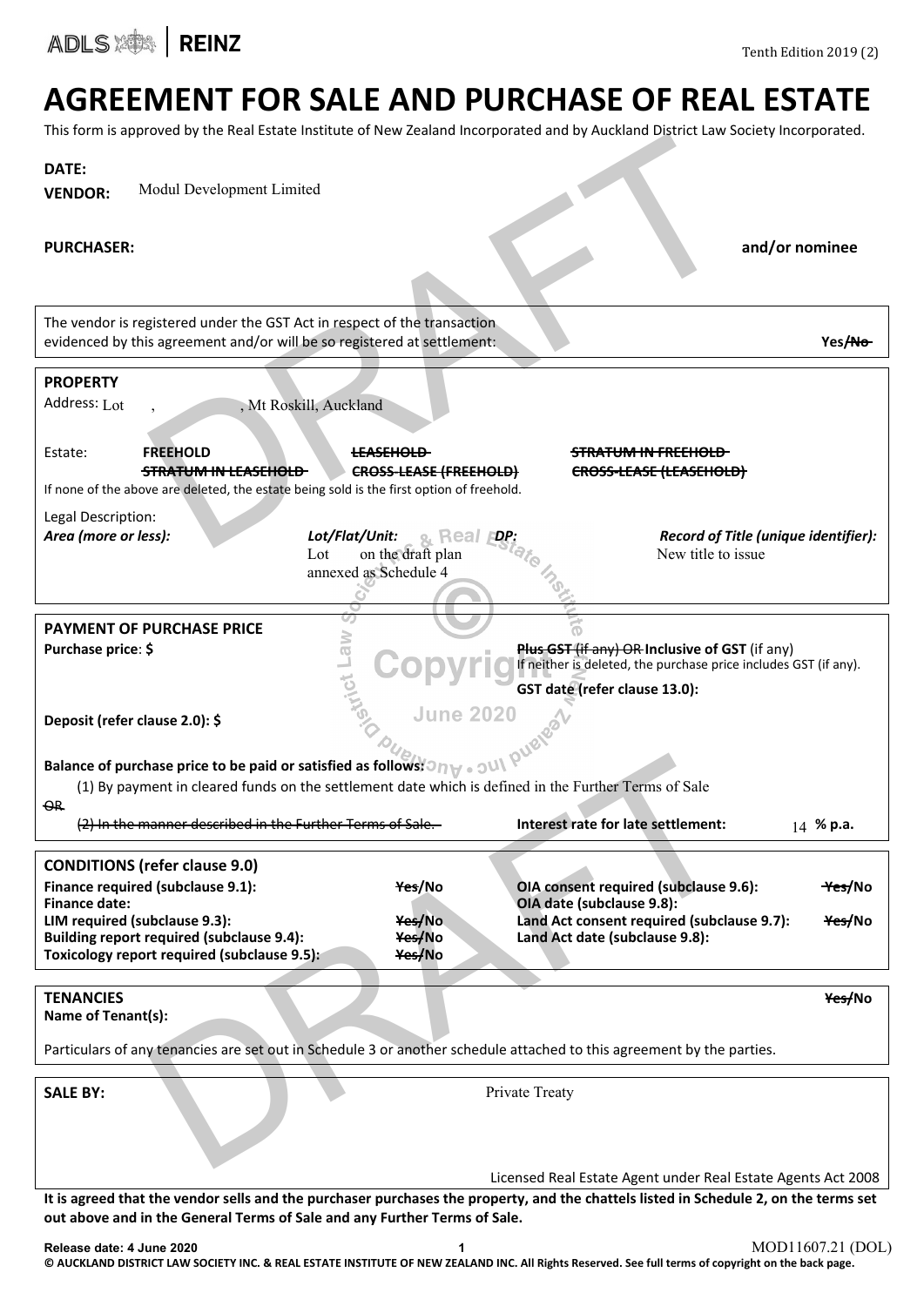ADLS | REINZ

Tenth Edition 2019 (2)

# AGREEMENT FOR SALE AND PURCHASE OF REAL ESTATE

This form is approved by the Real Estate Institute of New Zealand Incorporated and by Auckland District Law Society Incorporated.

**DATE:**

**VENDOR:** Modul Development Limited

**PURCHASER:** **and/or nominee**

The vendor is registered under the GST Act in respect of the transaction evidenced by this agreement and/or will be so registered at settlement: **Yes/~~No~~**

## PROPERTY

Address: Lot , , Mt Roskill, Auckland

Estate: **FREEHOLD** ~~**LEASEHOLD**~~ ~~**STRATUM IN FREEHOLD**~~ ~~**STRATUM IN LEASEHOLD**~~ ~~**CROSS-LEASE (FREEHOLD)**~~ ~~**CROSS-LEASE (LEASEHOLD)**~~

If none of the above are deleted, the estate being sold is the first option of freehold.

Legal Description:

| *Area (more or less):* | *Lot/Flat/Unit:* | *DP:* | *Record of Title (unique identifier):* |
|---|---|---|---|
| | Lot on the draft plan annexed as Schedule 4 | | New title to issue |

## PAYMENT OF PURCHASE PRICE

**Purchase price**: **$**

~~**Plus GST** (if any) OR~~ **Inclusive of GST** (if any)
If neither is deleted, the purchase price includes GST (if any).

**GST date (refer clause 13.0):**

**Deposit (refer clause 2.0): $**

**Balance of purchase price to be paid or satisfied as follows:**

(1) By payment in cleared funds on the settlement date which is defined in the Further Terms of Sale

~~OR~~

~~(2) In the manner described in the Further Terms of Sale.~~

**Interest rate for late settlement:** 14 **% p.a.**

## CONDITIONS (refer clause 9.0)

| | | | |
|---|---|---|---|
| **Finance required (subclause 9.1):** | ~~Yes~~/No | **OIA consent required (subclause 9.6):** | ~~Yes~~/No |
| **Finance date:** | | **OIA date (subclause 9.8):** | |
| **LIM required (subclause 9.3):** | ~~Yes~~/No | **Land Act consent required (subclause 9.7):** | ~~Yes~~/No |
| **Building report required (subclause 9.4):** | ~~Yes~~/No | **Land Act date (subclause 9.8):** | |
| **Toxicology report required (subclause 9.5):** | ~~Yes~~/No | | |

## TENANCIES ~~Yes~~/No

**Name of Tenant(s):**

Particulars of any tenancies are set out in Schedule 3 or another schedule attached to this agreement by the parties.

**SALE BY:** Private Treaty

Licensed Real Estate Agent under Real Estate Agents Act 2008

**It is agreed that the vendor sells and the purchaser purchases the property, and the chattels listed in Schedule 2, on the terms set out above and in the General Terms of Sale and any Further Terms of Sale.**

**Release date: 4 June 2020** MOD11607.21 (DOL)

**© AUCKLAND DISTRICT LAW SOCIETY INC. & REAL ESTATE INSTITUTE OF NEW ZEALAND INC. All Rights Reserved. See full terms of copyright on the back page.**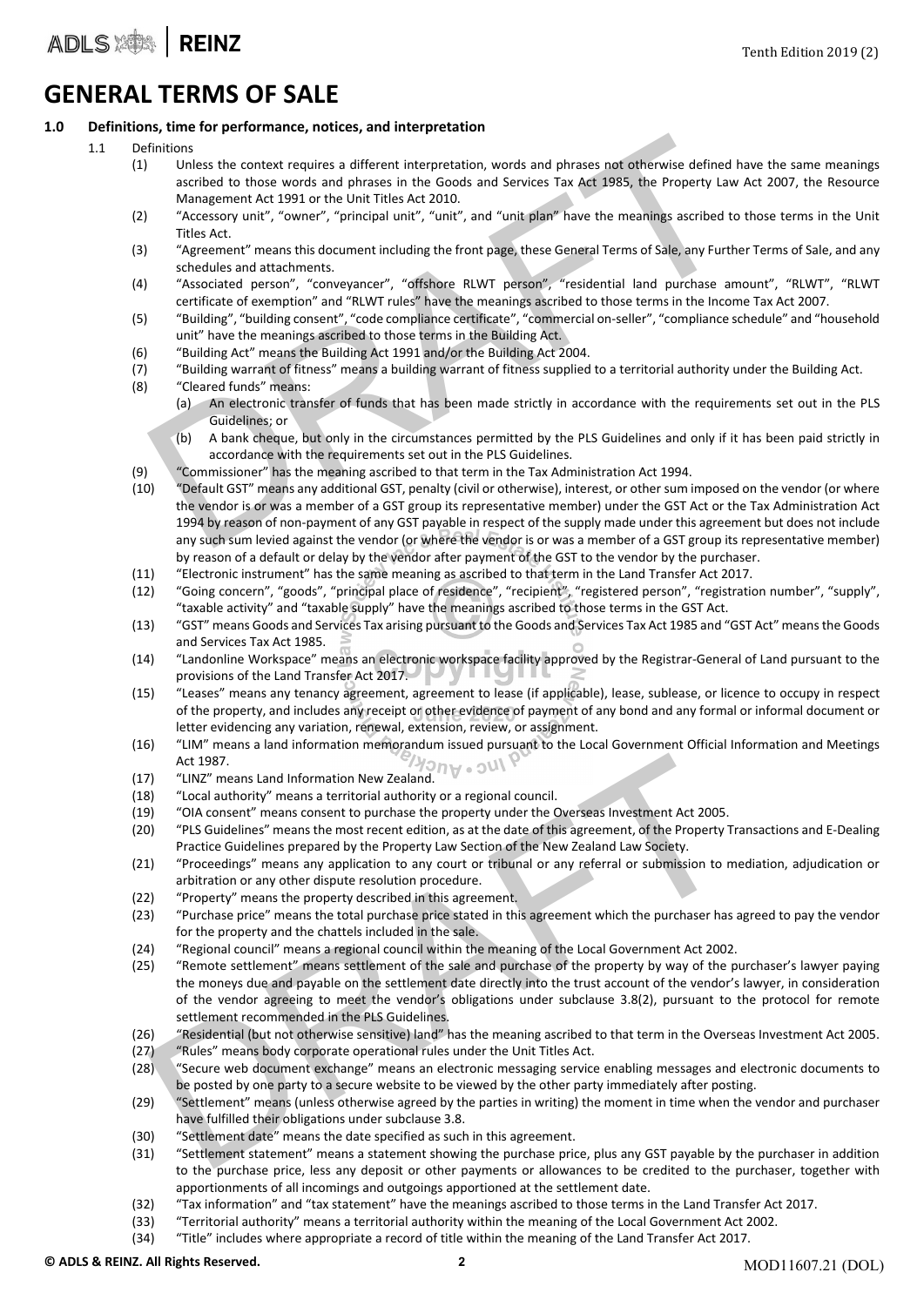# GENERAL TERMS OF SALE

## 1.0 Definitions, time for performance, notices, and interpretation

1.1 Definitions

(1) Unless the context requires a different interpretation, words and phrases not otherwise defined have the same meanings ascribed to those words and phrases in the Goods and Services Tax Act 1985, the Property Law Act 2007, the Resource Management Act 1991 or the Unit Titles Act 2010.

(2) "Accessory unit", "owner", "principal unit", "unit", and "unit plan" have the meanings ascribed to those terms in the Unit Titles Act.

(3) "Agreement" means this document including the front page, these General Terms of Sale, any Further Terms of Sale, and any schedules and attachments.

(4) "Associated person", "conveyancer", "offshore RLWT person", "residential land purchase amount", "RLWT", "RLWT certificate of exemption" and "RLWT rules" have the meanings ascribed to those terms in the Income Tax Act 2007.

(5) "Building", "building consent", "code compliance certificate", "commercial on-seller", "compliance schedule" and "household unit" have the meanings ascribed to those terms in the Building Act.

(6) "Building Act" means the Building Act 1991 and/or the Building Act 2004.

(7) "Building warrant of fitness" means a building warrant of fitness supplied to a territorial authority under the Building Act.

(8) "Cleared funds" means:

(a) An electronic transfer of funds that has been made strictly in accordance with the requirements set out in the PLS Guidelines; or

(b) A bank cheque, but only in the circumstances permitted by the PLS Guidelines and only if it has been paid strictly in accordance with the requirements set out in the PLS Guidelines.

(9) "Commissioner" has the meaning ascribed to that term in the Tax Administration Act 1994.

(10) "Default GST" means any additional GST, penalty (civil or otherwise), interest, or other sum imposed on the vendor (or where the vendor is or was a member of a GST group its representative member) under the GST Act or the Tax Administration Act 1994 by reason of non-payment of any GST payable in respect of the supply made under this agreement but does not include any such sum levied against the vendor (or where the vendor is or was a member of a GST group its representative member) by reason of a default or delay by the vendor after payment of the GST to the vendor by the purchaser.

(11) "Electronic instrument" has the same meaning as ascribed to that term in the Land Transfer Act 2017.

(12) "Going concern", "goods", "principal place of residence", "recipient", "registered person", "registration number", "supply", "taxable activity" and "taxable supply" have the meanings ascribed to those terms in the GST Act.

(13) "GST" means Goods and Services Tax arising pursuant to the Goods and Services Tax Act 1985 and "GST Act" means the Goods and Services Tax Act 1985.

(14) "Landonline Workspace" means an electronic workspace facility approved by the Registrar-General of Land pursuant to the provisions of the Land Transfer Act 2017.

(15) "Leases" means any tenancy agreement, agreement to lease (if applicable), lease, sublease, or licence to occupy in respect of the property, and includes any receipt or other evidence of payment of any bond and any formal or informal document or letter evidencing any variation, renewal, extension, review, or assignment.

(16) "LIM" means a land information memorandum issued pursuant to the Local Government Official Information and Meetings Act 1987.

(17) "LINZ" means Land Information New Zealand.

(18) "Local authority" means a territorial authority or a regional council.

(19) "OIA consent" means consent to purchase the property under the Overseas Investment Act 2005.

(20) "PLS Guidelines" means the most recent edition, as at the date of this agreement, of the Property Transactions and E-Dealing Practice Guidelines prepared by the Property Law Section of the New Zealand Law Society.

(21) "Proceedings" means any application to any court or tribunal or any referral or submission to mediation, adjudication or arbitration or any other dispute resolution procedure.

(22) "Property" means the property described in this agreement.

(23) "Purchase price" means the total purchase price stated in this agreement which the purchaser has agreed to pay the vendor for the property and the chattels included in the sale.

(24) "Regional council" means a regional council within the meaning of the Local Government Act 2002.

(25) "Remote settlement" means settlement of the sale and purchase of the property by way of the purchaser's lawyer paying the moneys due and payable on the settlement date directly into the trust account of the vendor's lawyer, in consideration of the vendor agreeing to meet the vendor's obligations under subclause 3.8(2), pursuant to the protocol for remote settlement recommended in the PLS Guidelines.

(26) "Residential (but not otherwise sensitive) land" has the meaning ascribed to that term in the Overseas Investment Act 2005.

(27) "Rules" means body corporate operational rules under the Unit Titles Act.

(28) "Secure web document exchange" means an electronic messaging service enabling messages and electronic documents to be posted by one party to a secure website to be viewed by the other party immediately after posting.

(29) "Settlement" means (unless otherwise agreed by the parties in writing) the moment in time when the vendor and purchaser have fulfilled their obligations under subclause 3.8.

(30) "Settlement date" means the date specified as such in this agreement.

(31) "Settlement statement" means a statement showing the purchase price, plus any GST payable by the purchaser in addition to the purchase price, less any deposit or other payments or allowances to be credited to the purchaser, together with apportionments of all incomings and outgoings apportioned at the settlement date.

(32) "Tax information" and "tax statement" have the meanings ascribed to those terms in the Land Transfer Act 2017.

(33) "Territorial authority" means a territorial authority within the meaning of the Local Government Act 2002.

(34) "Title" includes where appropriate a record of title within the meaning of the Land Transfer Act 2017.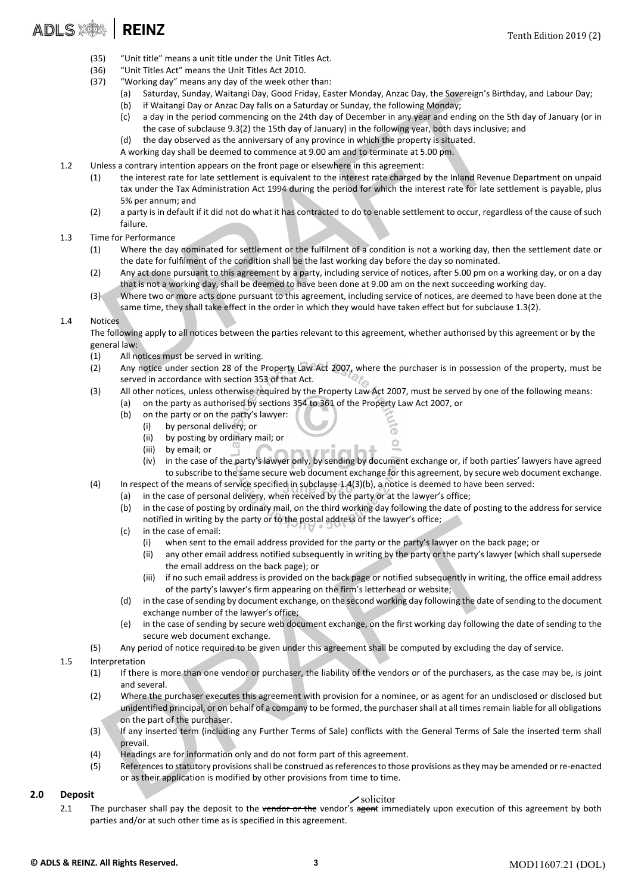(35) "Unit title" means a unit title under the Unit Titles Act.

(36) "Unit Titles Act" means the Unit Titles Act 2010.

(37) "Working day" means any day of the week other than:

- (a) Saturday, Sunday, Waitangi Day, Good Friday, Easter Monday, Anzac Day, the Sovereign's Birthday, and Labour Day;
- (b) if Waitangi Day or Anzac Day falls on a Saturday or Sunday, the following Monday;
- (c) a day in the period commencing on the 24th day of December in any year and ending on the 5th day of January (or in the case of subclause 9.3(2) the 15th day of January) in the following year, both days inclusive; and
- (d) the day observed as the anniversary of any province in which the property is situated.

A working day shall be deemed to commence at 9.00 am and to terminate at 5.00 pm.

1.2 Unless a contrary intention appears on the front page or elsewhere in this agreement:

- (1) the interest rate for late settlement is equivalent to the interest rate charged by the Inland Revenue Department on unpaid tax under the Tax Administration Act 1994 during the period for which the interest rate for late settlement is payable, plus 5% per annum; and
- (2) a party is in default if it did not do what it has contracted to do to enable settlement to occur, regardless of the cause of such failure.

1.3 Time for Performance

- (1) Where the day nominated for settlement or the fulfilment of a condition is not a working day, then the settlement date or the date for fulfilment of the condition shall be the last working day before the day so nominated.
- (2) Any act done pursuant to this agreement by a party, including service of notices, after 5.00 pm on a working day, or on a day that is not a working day, shall be deemed to have been done at 9.00 am on the next succeeding working day.
- (3) Where two or more acts done pursuant to this agreement, including service of notices, are deemed to have been done at the same time, they shall take effect in the order in which they would have taken effect but for subclause 1.3(2).

1.4 Notices

The following apply to all notices between the parties relevant to this agreement, whether authorised by this agreement or by the general law:

- (1) All notices must be served in writing.
- (2) Any notice under section 28 of the Property Law Act 2007, where the purchaser is in possession of the property, must be served in accordance with section 353 of that Act.
- (3) All other notices, unless otherwise required by the Property Law Act 2007, must be served by one of the following means:
  - (a) on the party as authorised by sections 354 to 361 of the Property Law Act 2007, or
  - (b) on the party or on the party's lawyer:
    - (i) by personal delivery; or
    - (ii) by posting by ordinary mail; or
    - (iii) by email; or
    - (iv) in the case of the party's lawyer only, by sending by document exchange or, if both parties' lawyers have agreed to subscribe to the same secure web document exchange for this agreement, by secure web document exchange.
- (4) In respect of the means of service specified in subclause 1.4(3)(b), a notice is deemed to have been served:
  - (a) in the case of personal delivery, when received by the party or at the lawyer's office;
  - (b) in the case of posting by ordinary mail, on the third working day following the date of posting to the address for service notified in writing by the party or to the postal address of the lawyer's office;
  - (c) in the case of email:
    - (i) when sent to the email address provided for the party or the party's lawyer on the back page; or
    - (ii) any other email address notified subsequently in writing by the party or the party's lawyer (which shall supersede the email address on the back page); or
    - (iii) if no such email address is provided on the back page or notified subsequently in writing, the office email address of the party's lawyer's firm appearing on the firm's letterhead or website;
  - (d) in the case of sending by document exchange, on the second working day following the date of sending to the document exchange number of the lawyer's office;
  - (e) in the case of sending by secure web document exchange, on the first working day following the date of sending to the secure web document exchange.
- (5) Any period of notice required to be given under this agreement shall be computed by excluding the day of service.

1.5 Interpretation

- (1) If there is more than one vendor or purchaser, the liability of the vendors or of the purchasers, as the case may be, is joint and several.
- (2) Where the purchaser executes this agreement with provision for a nominee, or as agent for an undisclosed or disclosed but unidentified principal, or on behalf of a company to be formed, the purchaser shall at all times remain liable for all obligations on the part of the purchaser.
- (3) If any inserted term (including any Further Terms of Sale) conflicts with the General Terms of Sale the inserted term shall prevail.
- (4) Headings are for information only and do not form part of this agreement.
- (5) References to statutory provisions shall be construed as references to those provisions as they may be amended or re-enacted or as their application is modified by other provisions from time to time.

## 2.0 Deposit

2.1 The purchaser shall pay the deposit to the ~~vendor or the~~ vendor's ~~agent~~ solicitor immediately upon execution of this agreement by both parties and/or at such other time as is specified in this agreement.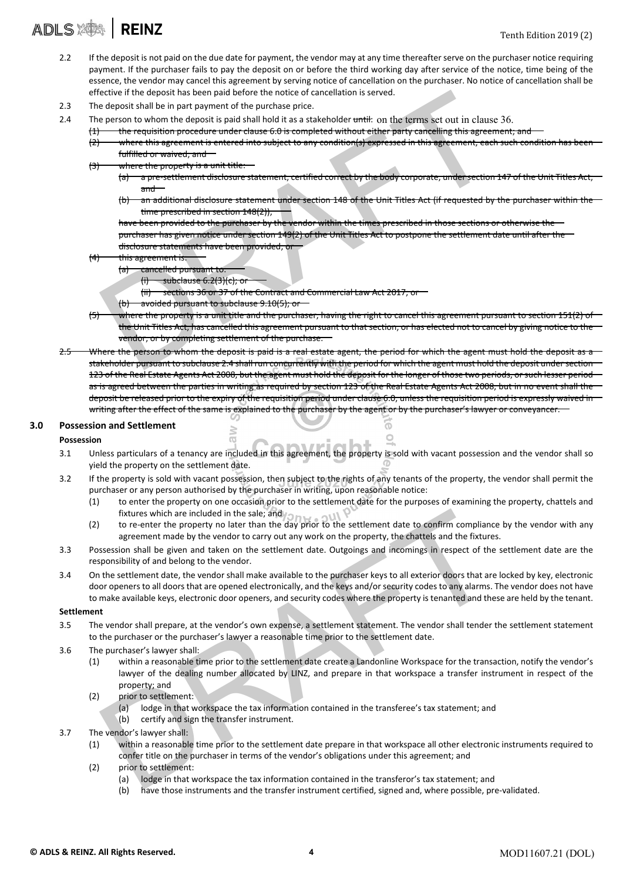2.2 If the deposit is not paid on the due date for payment, the vendor may at any time thereafter serve on the purchaser notice requiring payment. If the purchaser fails to pay the deposit on or before the third working day after service of the notice, time being of the essence, the vendor may cancel this agreement by serving notice of cancellation on the purchaser. No notice of cancellation shall be effective if the deposit has been paid before the notice of cancellation is served.

2.3 The deposit shall be in part payment of the purchase price.

2.4 The person to whom the deposit is paid shall hold it as a stakeholder ~~until:~~ on the terms set out in clause 36.

~~(1) the requisition procedure under clause 6.0 is completed without either party cancelling this agreement; and~~

~~(2) where this agreement is entered into subject to any condition(s) expressed in this agreement, each such condition has been fulfilled or waived; and~~

~~(3) where the property is a unit title:~~

~~(a) a pre-settlement disclosure statement, certified correct by the body corporate, under section 147 of the Unit Titles Act, and~~

~~(b) an additional disclosure statement under section 148 of the Unit Titles Act (if requested by the purchaser within the time prescribed in section 148(2)),~~

~~have been provided to the purchaser by the vendor within the times prescribed in those sections or otherwise the purchaser has given notice under section 149(2) of the Unit Titles Act to postpone the settlement date until after the disclosure statements have been provided, or~~

~~(4) this agreement is:~~

~~(a) cancelled pursuant to:~~

~~(i) subclause 6.2(3)(c); or~~

~~(ii) sections 36 or 37 of the Contract and Commercial Law Act 2017, or~~

~~(b) avoided pursuant to subclause 9.10(5); or~~

~~(5) where the property is a unit title and the purchaser, having the right to cancel this agreement pursuant to section 151(2) of the Unit Titles Act, has cancelled this agreement pursuant to that section, or has elected not to cancel by giving notice to the vendor, or by completing settlement of the purchase.~~

~~2.5 Where the person to whom the deposit is paid is a real estate agent, the period for which the agent must hold the deposit as a stakeholder pursuant to subclause 2.4 shall run concurrently with the period for which the agent must hold the deposit under section 123 of the Real Estate Agents Act 2008, but the agent must hold the deposit for the longer of those two periods, or such lesser period as is agreed between the parties in writing as required by section 123 of the Real Estate Agents Act 2008, but in no event shall the deposit be released prior to the expiry of the requisition period under clause 6.0, unless the requisition period is expressly waived in writing after the effect of the same is explained to the purchaser by the agent or by the purchaser's lawyer or conveyancer.~~

## 3.0 Possession and Settlement

**Possession**

3.1 Unless particulars of a tenancy are included in this agreement, the property is sold with vacant possession and the vendor shall so yield the property on the settlement date.

3.2 If the property is sold with vacant possession, then subject to the rights of any tenants of the property, the vendor shall permit the purchaser or any person authorised by the purchaser in writing, upon reasonable notice:

(1) to enter the property on one occasion prior to the settlement date for the purposes of examining the property, chattels and fixtures which are included in the sale; and

(2) to re-enter the property no later than the day prior to the settlement date to confirm compliance by the vendor with any agreement made by the vendor to carry out any work on the property, the chattels and the fixtures.

3.3 Possession shall be given and taken on the settlement date. Outgoings and incomings in respect of the settlement date are the responsibility of and belong to the vendor.

3.4 On the settlement date, the vendor shall make available to the purchaser keys to all exterior doors that are locked by key, electronic door openers to all doors that are opened electronically, and the keys and/or security codes to any alarms. The vendor does not have to make available keys, electronic door openers, and security codes where the property is tenanted and these are held by the tenant.

**Settlement**

3.5 The vendor shall prepare, at the vendor's own expense, a settlement statement. The vendor shall tender the settlement statement to the purchaser or the purchaser's lawyer a reasonable time prior to the settlement date.

3.6 The purchaser's lawyer shall:

(1) within a reasonable time prior to the settlement date create a Landonline Workspace for the transaction, notify the vendor's lawyer of the dealing number allocated by LINZ, and prepare in that workspace a transfer instrument in respect of the property; and

(2) prior to settlement:

(a) lodge in that workspace the tax information contained in the transferee's tax statement; and

(b) certify and sign the transfer instrument.

3.7 The vendor's lawyer shall:

(1) within a reasonable time prior to the settlement date prepare in that workspace all other electronic instruments required to confer title on the purchaser in terms of the vendor's obligations under this agreement; and

(2) prior to settlement:

(a) lodge in that workspace the tax information contained in the transferor's tax statement; and

(b) have those instruments and the transfer instrument certified, signed and, where possible, pre-validated.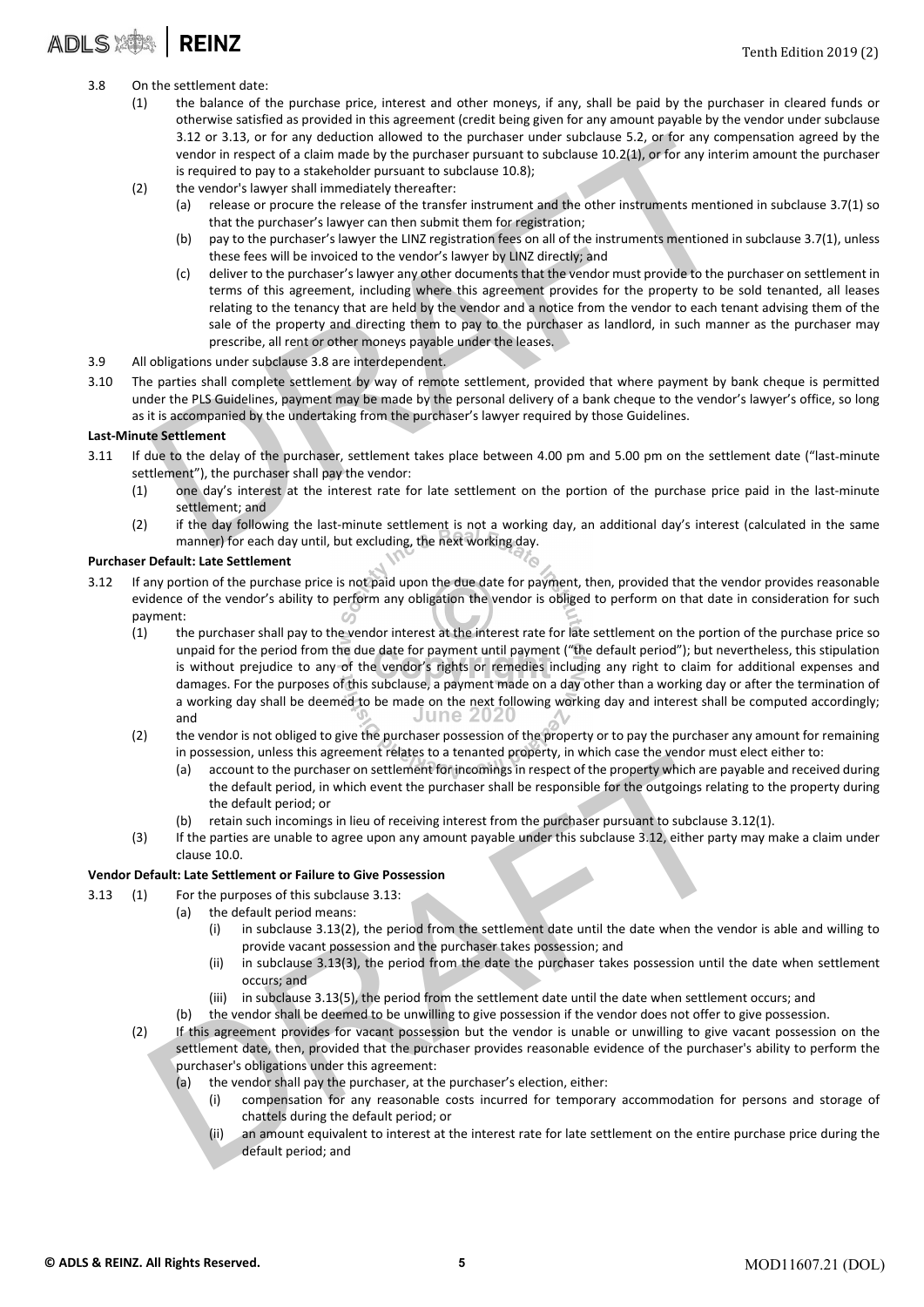3.8 On the settlement date:

(1) the balance of the purchase price, interest and other moneys, if any, shall be paid by the purchaser in cleared funds or otherwise satisfied as provided in this agreement (credit being given for any amount payable by the vendor under subclause 3.12 or 3.13, or for any deduction allowed to the purchaser under subclause 5.2, or for any compensation agreed by the vendor in respect of a claim made by the purchaser pursuant to subclause 10.2(1), or for any interim amount the purchaser is required to pay to a stakeholder pursuant to subclause 10.8);

(2) the vendor's lawyer shall immediately thereafter:

(a) release or procure the release of the transfer instrument and the other instruments mentioned in subclause 3.7(1) so that the purchaser's lawyer can then submit them for registration;

(b) pay to the purchaser's lawyer the LINZ registration fees on all of the instruments mentioned in subclause 3.7(1), unless these fees will be invoiced to the vendor's lawyer by LINZ directly; and

(c) deliver to the purchaser's lawyer any other documents that the vendor must provide to the purchaser on settlement in terms of this agreement, including where this agreement provides for the property to be sold tenanted, all leases relating to the tenancy that are held by the vendor and a notice from the vendor to each tenant advising them of the sale of the property and directing them to pay to the purchaser as landlord, in such manner as the purchaser may prescribe, all rent or other moneys payable under the leases.

3.9 All obligations under subclause 3.8 are interdependent.

3.10 The parties shall complete settlement by way of remote settlement, provided that where payment by bank cheque is permitted under the PLS Guidelines, payment may be made by the personal delivery of a bank cheque to the vendor's lawyer's office, so long as it is accompanied by the undertaking from the purchaser's lawyer required by those Guidelines.

**Last-Minute Settlement**

3.11 If due to the delay of the purchaser, settlement takes place between 4.00 pm and 5.00 pm on the settlement date ("last-minute settlement"), the purchaser shall pay the vendor:

(1) one day's interest at the interest rate for late settlement on the portion of the purchase price paid in the last-minute settlement; and

(2) if the day following the last-minute settlement is not a working day, an additional day's interest (calculated in the same manner) for each day until, but excluding, the next working day.

**Purchaser Default: Late Settlement**

3.12 If any portion of the purchase price is not paid upon the due date for payment, then, provided that the vendor provides reasonable evidence of the vendor's ability to perform any obligation the vendor is obliged to perform on that date in consideration for such payment:

(1) the purchaser shall pay to the vendor interest at the interest rate for late settlement on the portion of the purchase price so unpaid for the period from the due date for payment until payment ("the default period"); but nevertheless, this stipulation is without prejudice to any of the vendor's rights or remedies including any right to claim for additional expenses and damages. For the purposes of this subclause, a payment made on a day other than a working day or after the termination of a working day shall be deemed to be made on the next following working day and interest shall be computed accordingly; and

(2) the vendor is not obliged to give the purchaser possession of the property or to pay the purchaser any amount for remaining in possession, unless this agreement relates to a tenanted property, in which case the vendor must elect either to:

(a) account to the purchaser on settlement for incomings in respect of the property which are payable and received during the default period, in which event the purchaser shall be responsible for the outgoings relating to the property during the default period; or

(b) retain such incomings in lieu of receiving interest from the purchaser pursuant to subclause 3.12(1).

(3) If the parties are unable to agree upon any amount payable under this subclause 3.12, either party may make a claim under clause 10.0.

**Vendor Default: Late Settlement or Failure to Give Possession**

3.13 (1) For the purposes of this subclause 3.13:

(a) the default period means:

(i) in subclause 3.13(2), the period from the settlement date until the date when the vendor is able and willing to provide vacant possession and the purchaser takes possession; and

(ii) in subclause 3.13(3), the period from the date the purchaser takes possession until the date when settlement occurs; and

(iii) in subclause 3.13(5), the period from the settlement date until the date when settlement occurs; and

(b) the vendor shall be deemed to be unwilling to give possession if the vendor does not offer to give possession.

(2) If this agreement provides for vacant possession but the vendor is unable or unwilling to give vacant possession on the settlement date, then, provided that the purchaser provides reasonable evidence of the purchaser's ability to perform the purchaser's obligations under this agreement:

(a) the vendor shall pay the purchaser, at the purchaser's election, either:

(i) compensation for any reasonable costs incurred for temporary accommodation for persons and storage of chattels during the default period; or

(ii) an amount equivalent to interest at the interest rate for late settlement on the entire purchase price during the default period; and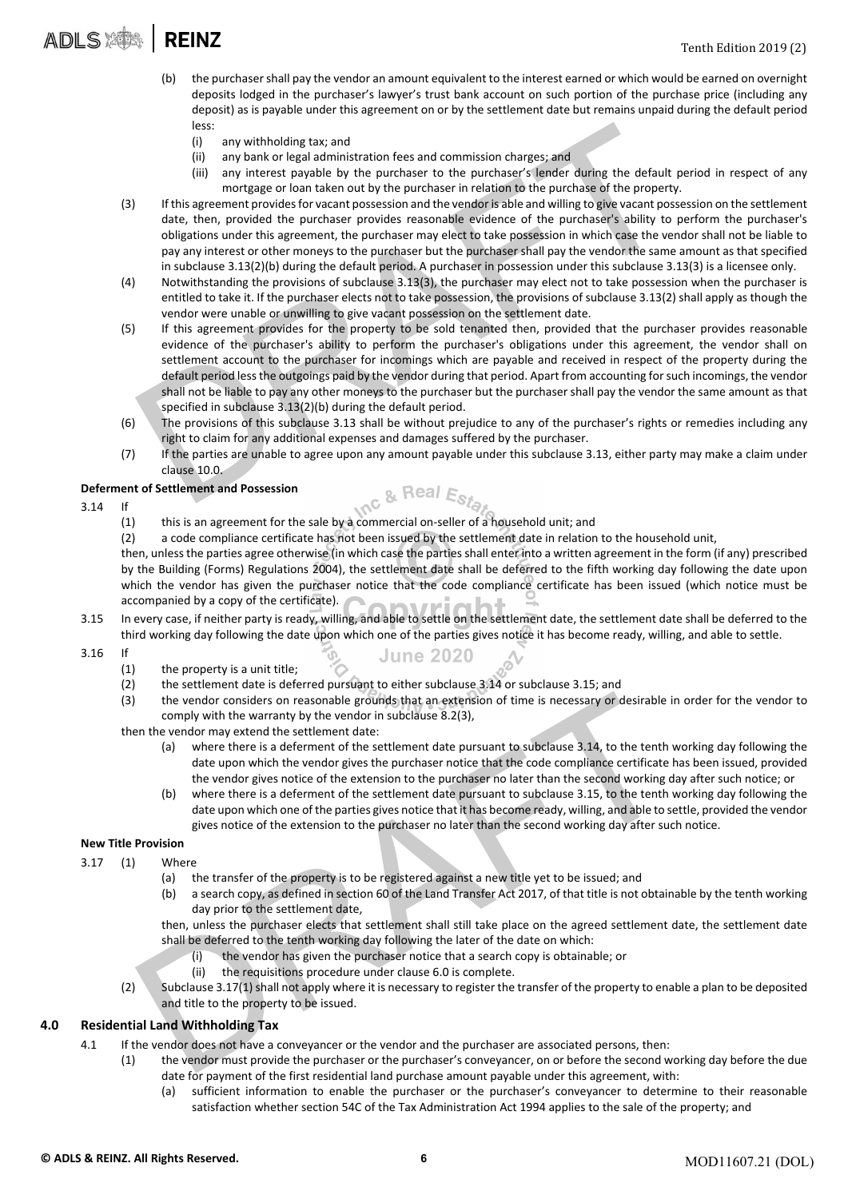(b) the purchaser shall pay the vendor an amount equivalent to the interest earned or which would be earned on overnight deposits lodged in the purchaser's lawyer's trust bank account on such portion of the purchase price (including any deposit) as is payable under this agreement on or by the settlement date but remains unpaid during the default period less:

   (i) any withholding tax; and

   (ii) any bank or legal administration fees and commission charges; and

   (iii) any interest payable by the purchaser to the purchaser's lender during the default period in respect of any mortgage or loan taken out by the purchaser in relation to the purchase of the property.

(3) If this agreement provides for vacant possession and the vendor is able and willing to give vacant possession on the settlement date, then, provided the purchaser provides reasonable evidence of the purchaser's ability to perform the purchaser's obligations under this agreement, the purchaser may elect to take possession in which case the vendor shall not be liable to pay any interest or other moneys to the purchaser but the purchaser shall pay the vendor the same amount as that specified in subclause 3.13(2)(b) during the default period. A purchaser in possession under this subclause 3.13(3) is a licensee only.

(4) Notwithstanding the provisions of subclause 3.13(3), the purchaser may elect not to take possession when the purchaser is entitled to take it. If the purchaser elects not to take possession, the provisions of subclause 3.13(2) shall apply as though the vendor were unable or unwilling to give vacant possession on the settlement date.

(5) If this agreement provides for the property to be sold tenanted then, provided that the purchaser provides reasonable evidence of the purchaser's ability to perform the purchaser's obligations under this agreement, the vendor shall on settlement account to the purchaser for incomings which are payable and received in respect of the property during the default period less the outgoings paid by the vendor during that period. Apart from accounting for such incomings, the vendor shall not be liable to pay any other moneys to the purchaser but the purchaser shall pay the vendor the same amount as that specified in subclause 3.13(2)(b) during the default period.

(6) The provisions of this subclause 3.13 shall be without prejudice to any of the purchaser's rights or remedies including any right to claim for any additional expenses and damages suffered by the purchaser.

(7) If the parties are unable to agree upon any amount payable under this subclause 3.13, either party may make a claim under clause 10.0.

**Deferment of Settlement and Possession**

3.14 If

(1) this is an agreement for the sale by a commercial on-seller of a household unit; and

(2) a code compliance certificate has not been issued by the settlement date in relation to the household unit,

then, unless the parties agree otherwise (in which case the parties shall enter into a written agreement in the form (if any) prescribed by the Building (Forms) Regulations 2004), the settlement date shall be deferred to the fifth working day following the date upon which the vendor has given the purchaser notice that the code compliance certificate has been issued (which notice must be accompanied by a copy of the certificate).

3.15 In every case, if neither party is ready, willing, and able to settle on the settlement date, the settlement date shall be deferred to the third working day following the date upon which one of the parties gives notice it has become ready, willing, and able to settle.

3.16 If

(1) the property is a unit title;

(2) the settlement date is deferred pursuant to either subclause 3.14 or subclause 3.15; and

(3) the vendor considers on reasonable grounds that an extension of time is necessary or desirable in order for the vendor to comply with the warranty by the vendor in subclause 8.2(3),

then the vendor may extend the settlement date:

(a) where there is a deferment of the settlement date pursuant to subclause 3.14, to the tenth working day following the date upon which the vendor gives the purchaser notice that the code compliance certificate has been issued, provided the vendor gives notice of the extension to the purchaser no later than the second working day after such notice; or

(b) where there is a deferment of the settlement date pursuant to subclause 3.15, to the tenth working day following the date upon which one of the parties gives notice that it has become ready, willing, and able to settle, provided the vendor gives notice of the extension to the purchaser no later than the second working day after such notice.

**New Title Provision**

3.17 (1) Where

(a) the transfer of the property is to be registered against a new title yet to be issued; and

(b) a search copy, as defined in section 60 of the Land Transfer Act 2017, of that title is not obtainable by the tenth working day prior to the settlement date,

then, unless the purchaser elects that settlement shall still take place on the agreed settlement date, the settlement date shall be deferred to the tenth working day following the later of the date on which:

   (i) the vendor has given the purchaser notice that a search copy is obtainable; or

   (ii) the requisitions procedure under clause 6.0 is complete.

(2) Subclause 3.17(1) shall not apply where it is necessary to register the transfer of the property to enable a plan to be deposited and title to the property to be issued.

## 4.0 Residential Land Withholding Tax

4.1 If the vendor does not have a conveyancer or the vendor and the purchaser are associated persons, then:

(1) the vendor must provide the purchaser or the purchaser's conveyancer, on or before the second working day before the due date for payment of the first residential land purchase amount payable under this agreement, with:

(a) sufficient information to enable the purchaser or the purchaser's conveyancer to determine to their reasonable satisfaction whether section 54C of the Tax Administration Act 1994 applies to the sale of the property; and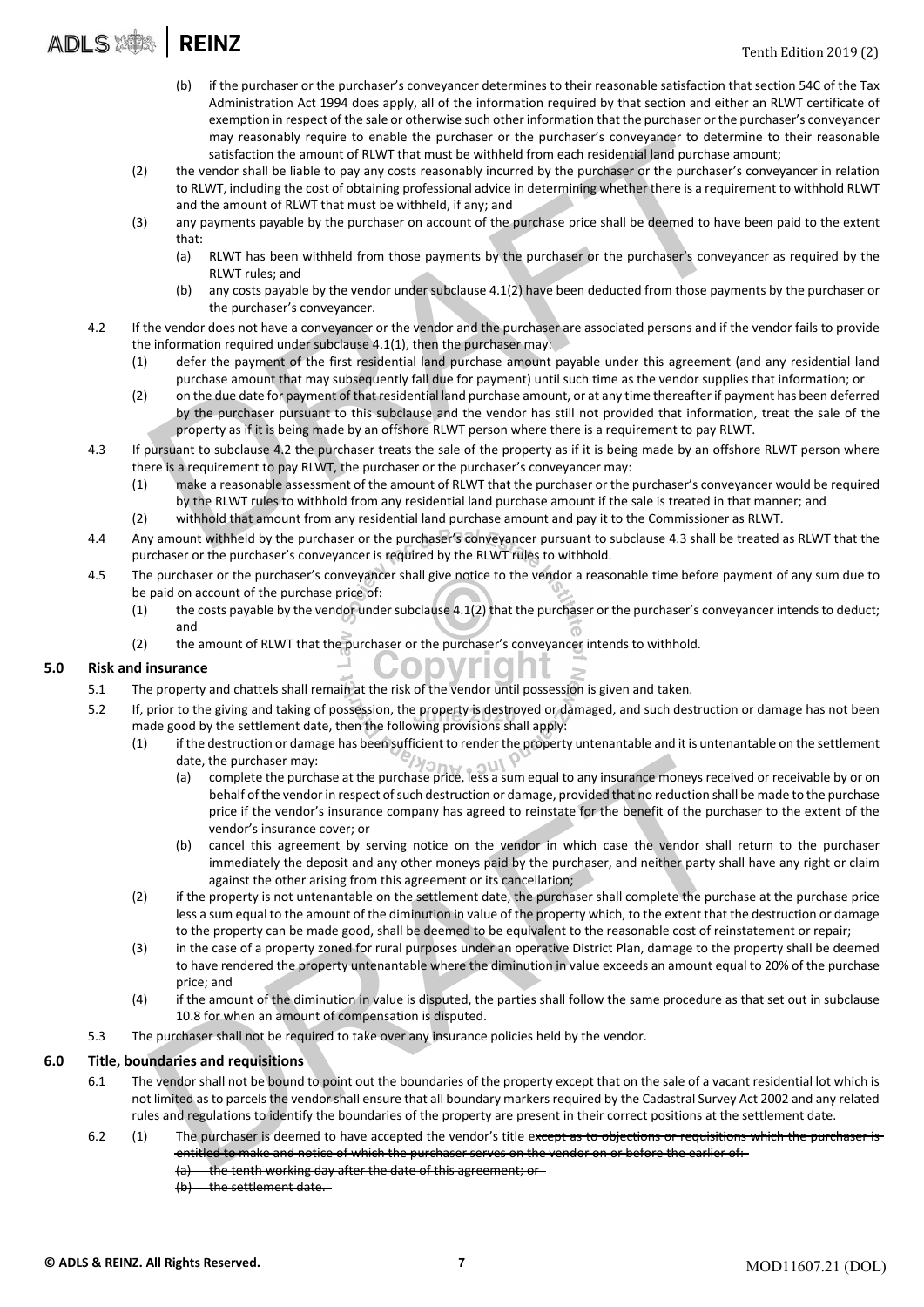(b) if the purchaser or the purchaser's conveyancer determines to their reasonable satisfaction that section 54C of the Tax Administration Act 1994 does apply, all of the information required by that section and either an RLWT certificate of exemption in respect of the sale or otherwise such other information that the purchaser or the purchaser's conveyancer may reasonably require to enable the purchaser or the purchaser's conveyancer to determine to their reasonable satisfaction the amount of RLWT that must be withheld from each residential land purchase amount;

(2) the vendor shall be liable to pay any costs reasonably incurred by the purchaser or the purchaser's conveyancer in relation to RLWT, including the cost of obtaining professional advice in determining whether there is a requirement to withhold RLWT and the amount of RLWT that must be withheld, if any; and

(3) any payments payable by the purchaser on account of the purchase price shall be deemed to have been paid to the extent that:

(a) RLWT has been withheld from those payments by the purchaser or the purchaser's conveyancer as required by the RLWT rules; and

(b) any costs payable by the vendor under subclause 4.1(2) have been deducted from those payments by the purchaser or the purchaser's conveyancer.

4.2 If the vendor does not have a conveyancer or the vendor and the purchaser are associated persons and if the vendor fails to provide the information required under subclause 4.1(1), then the purchaser may:

(1) defer the payment of the first residential land purchase amount payable under this agreement (and any residential land purchase amount that may subsequently fall due for payment) until such time as the vendor supplies that information; or

(2) on the due date for payment of that residential land purchase amount, or at any time thereafter if payment has been deferred by the purchaser pursuant to this subclause and the vendor has still not provided that information, treat the sale of the property as if it is being made by an offshore RLWT person where there is a requirement to pay RLWT.

4.3 If pursuant to subclause 4.2 the purchaser treats the sale of the property as if it is being made by an offshore RLWT person where there is a requirement to pay RLWT, the purchaser or the purchaser's conveyancer may:

(1) make a reasonable assessment of the amount of RLWT that the purchaser or the purchaser's conveyancer would be required by the RLWT rules to withhold from any residential land purchase amount if the sale is treated in that manner; and

(2) withhold that amount from any residential land purchase amount and pay it to the Commissioner as RLWT.

4.4 Any amount withheld by the purchaser or the purchaser's conveyancer pursuant to subclause 4.3 shall be treated as RLWT that the purchaser or the purchaser's conveyancer is required by the RLWT rules to withhold.

4.5 The purchaser or the purchaser's conveyancer shall give notice to the vendor a reasonable time before payment of any sum due to be paid on account of the purchase price of:

(1) the costs payable by the vendor under subclause 4.1(2) that the purchaser or the purchaser's conveyancer intends to deduct; and

(2) the amount of RLWT that the purchaser or the purchaser's conveyancer intends to withhold.

## 5.0 Risk and insurance

5.1 The property and chattels shall remain at the risk of the vendor until possession is given and taken.

5.2 If, prior to the giving and taking of possession, the property is destroyed or damaged, and such destruction or damage has not been made good by the settlement date, then the following provisions shall apply:

(1) if the destruction or damage has been sufficient to render the property untenantable and it is untenantable on the settlement date, the purchaser may:

(a) complete the purchase at the purchase price, less a sum equal to any insurance moneys received or receivable by or on behalf of the vendor in respect of such destruction or damage, provided that no reduction shall be made to the purchase price if the vendor's insurance company has agreed to reinstate for the benefit of the purchaser to the extent of the vendor's insurance cover; or

(b) cancel this agreement by serving notice on the vendor in which case the vendor shall return to the purchaser immediately the deposit and any other moneys paid by the purchaser, and neither party shall have any right or claim against the other arising from this agreement or its cancellation;

(2) if the property is not untenantable on the settlement date, the purchaser shall complete the purchase at the purchase price less a sum equal to the amount of the diminution in value of the property which, to the extent that the destruction or damage to the property can be made good, shall be deemed to be equivalent to the reasonable cost of reinstatement or repair;

(3) in the case of a property zoned for rural purposes under an operative District Plan, damage to the property shall be deemed to have rendered the property untenantable where the diminution in value exceeds an amount equal to 20% of the purchase price; and

(4) if the amount of the diminution in value is disputed, the parties shall follow the same procedure as that set out in subclause 10.8 for when an amount of compensation is disputed.

5.3 The purchaser shall not be required to take over any insurance policies held by the vendor.

## 6.0 Title, boundaries and requisitions

6.1 The vendor shall not be bound to point out the boundaries of the property except that on the sale of a vacant residential lot which is not limited as to parcels the vendor shall ensure that all boundary markers required by the Cadastral Survey Act 2002 and any related rules and regulations to identify the boundaries of the property are present in their correct positions at the settlement date.

6.2 (1) The purchaser is deemed to have accepted the vendor's title ~~except as to objections or requisitions which the purchaser is entitled to make and notice of which the purchaser serves on the vendor on or before the earlier of:~~

~~(a) the tenth working day after the date of this agreement; or~~

~~(b) the settlement date.~~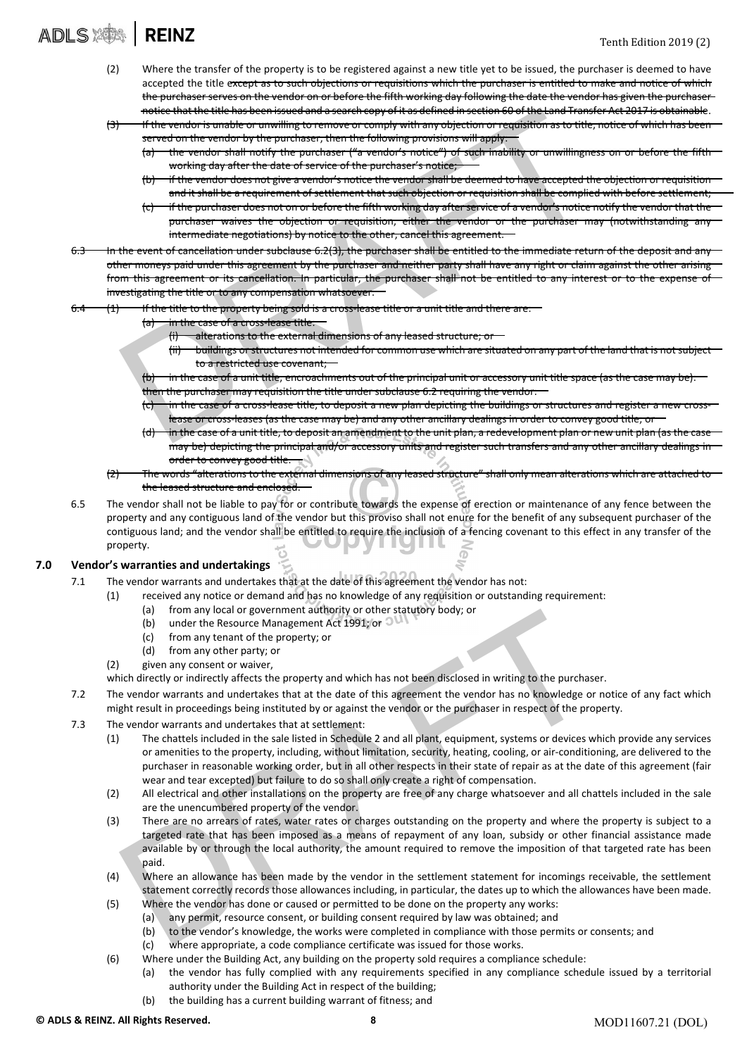(2) Where the transfer of the property is to be registered against a new title yet to be issued, the purchaser is deemed to have accepted the title ~~except as to such objections or requisitions which the purchaser is entitled to make and notice of which the purchaser serves on the vendor on or before the fifth working day following the date the vendor has given the purchaser notice that the title has been issued and a search copy of it as defined in section 60 of the Land Transfer Act 2017 is obtainable~~.

~~(3) If the vendor is unable or unwilling to remove or comply with any objection or requisition as to title, notice of which has been served on the vendor by the purchaser, then the following provisions will apply:~~

~~(a) the vendor shall notify the purchaser ("a vendor's notice") of such inability or unwillingness on or before the fifth working day after the date of service of the purchaser's notice;~~

~~(b) if the vendor does not give a vendor's notice the vendor shall be deemed to have accepted the objection or requisition and it shall be a requirement of settlement that such objection or requisition shall be complied with before settlement;~~

~~(c) if the purchaser does not on or before the fifth working day after service of a vendor's notice notify the vendor that the purchaser waives the objection or requisition, either the vendor or the purchaser may (notwithstanding any intermediate negotiations) by notice to the other, cancel this agreement.~~

~~6.3 In the event of cancellation under subclause 6.2(3), the purchaser shall be entitled to the immediate return of the deposit and any other moneys paid under this agreement by the purchaser and neither party shall have any right or claim against the other arising from this agreement or its cancellation. In particular, the purchaser shall not be entitled to any interest or to the expense of investigating the title or to any compensation whatsoever.~~

~~6.4 (1) If the title to the property being sold is a cross-lease title or a unit title and there are:~~

~~(a) in the case of a cross-lease title:~~

~~(i) alterations to the external dimensions of any leased structure; or~~

~~(ii) buildings or structures not intended for common use which are situated on any part of the land that is not subject to a restricted use covenant;~~

~~(b) in the case of a unit title, encroachments out of the principal unit or accessory unit title space (as the case may be).~~

~~then the purchaser may requisition the title under subclause 6.2 requiring the vendor:~~

~~(c) in the case of a cross-lease title, to deposit a new plan depicting the buildings or structures and register a new cross-lease or cross-leases (as the case may be) and any other ancillary dealings in order to convey good title, or~~

~~(d) in the case of a unit title, to deposit an amendment to the unit plan, a redevelopment plan or new unit plan (as the case may be) depicting the principal and/or accessory units and register such transfers and any other ancillary dealings in order to convey good title.~~

~~(2) The words "alterations to the external dimensions of any leased structure" shall only mean alterations which are attached to the leased structure and enclosed.~~

6.5 The vendor shall not be liable to pay for or contribute towards the expense of erection or maintenance of any fence between the property and any contiguous land of the vendor but this proviso shall not enure for the benefit of any subsequent purchaser of the contiguous land; and the vendor shall be entitled to require the inclusion of a fencing covenant to this effect in any transfer of the property.

## 7.0 Vendor's warranties and undertakings

7.1 The vendor warrants and undertakes that at the date of this agreement the vendor has not:

(1) received any notice or demand and has no knowledge of any requisition or outstanding requirement:

(a) from any local or government authority or other statutory body; or

(b) under the Resource Management Act 1991; or

(c) from any tenant of the property; or

(d) from any other party; or

(2) given any consent or waiver,

which directly or indirectly affects the property and which has not been disclosed in writing to the purchaser.

7.2 The vendor warrants and undertakes that at the date of this agreement the vendor has no knowledge or notice of any fact which might result in proceedings being instituted by or against the vendor or the purchaser in respect of the property.

7.3 The vendor warrants and undertakes that at settlement:

(1) The chattels included in the sale listed in Schedule 2 and all plant, equipment, systems or devices which provide any services or amenities to the property, including, without limitation, security, heating, cooling, or air-conditioning, are delivered to the purchaser in reasonable working order, but in all other respects in their state of repair as at the date of this agreement (fair wear and tear excepted) but failure to do so shall only create a right of compensation.

(2) All electrical and other installations on the property are free of any charge whatsoever and all chattels included in the sale are the unencumbered property of the vendor.

(3) There are no arrears of rates, water rates or charges outstanding on the property and where the property is subject to a targeted rate that has been imposed as a means of repayment of any loan, subsidy or other financial assistance made available by or through the local authority, the amount required to remove the imposition of that targeted rate has been paid.

(4) Where an allowance has been made by the vendor in the settlement statement for incomings receivable, the settlement statement correctly records those allowances including, in particular, the dates up to which the allowances have been made.

(5) Where the vendor has done or caused or permitted to be done on the property any works:

(a) any permit, resource consent, or building consent required by law was obtained; and

(b) to the vendor's knowledge, the works were completed in compliance with those permits or consents; and

(c) where appropriate, a code compliance certificate was issued for those works.

(6) Where under the Building Act, any building on the property sold requires a compliance schedule:

(a) the vendor has fully complied with any requirements specified in any compliance schedule issued by a territorial authority under the Building Act in respect of the building;

(b) the building has a current building warrant of fitness; and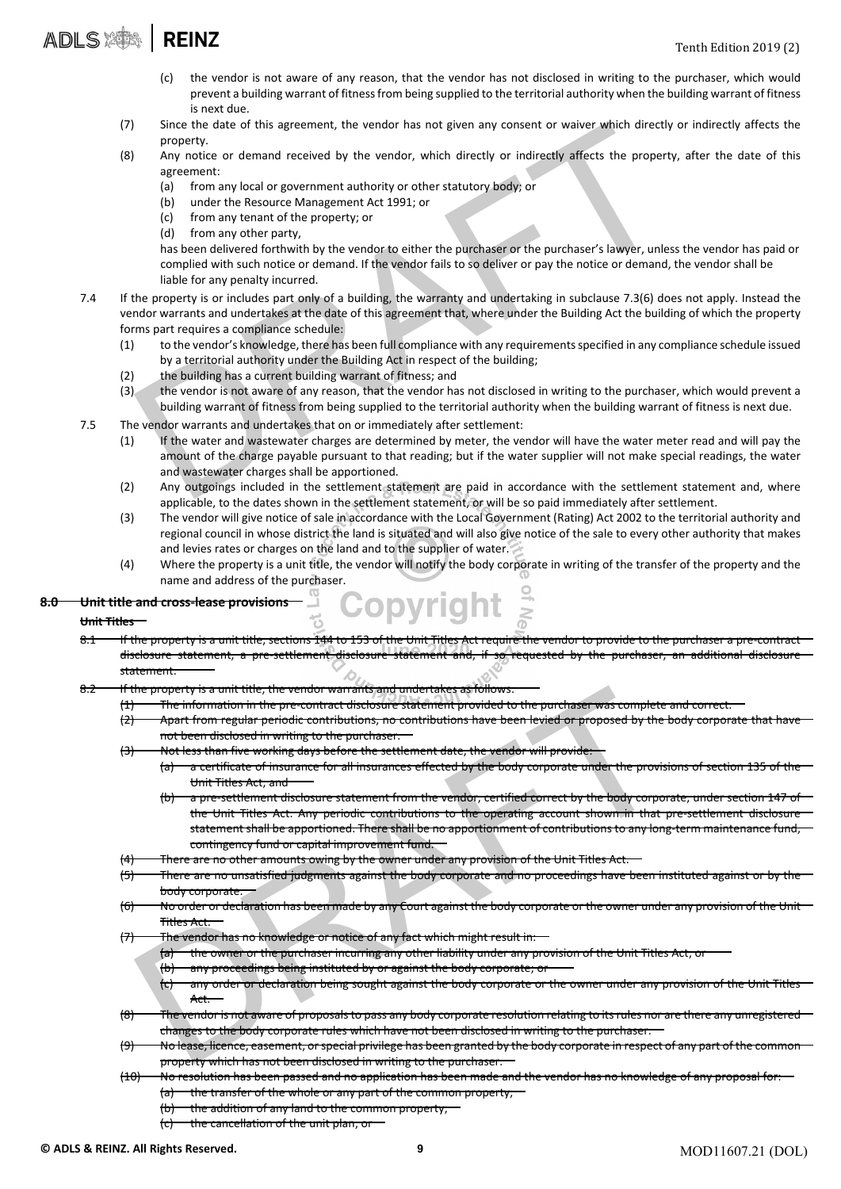(c) the vendor is not aware of any reason, that the vendor has not disclosed in writing to the purchaser, which would prevent a building warrant of fitness from being supplied to the territorial authority when the building warrant of fitness is next due.

(7) Since the date of this agreement, the vendor has not given any consent or waiver which directly or indirectly affects the property.

(8) Any notice or demand received by the vendor, which directly or indirectly affects the property, after the date of this agreement:
- (a) from any local or government authority or other statutory body; or
- (b) under the Resource Management Act 1991; or
- (c) from any tenant of the property; or
- (d) from any other party,

has been delivered forthwith by the vendor to either the purchaser or the purchaser's lawyer, unless the vendor has paid or complied with such notice or demand. If the vendor fails to so deliver or pay the notice or demand, the vendor shall be liable for any penalty incurred.

7.4 If the property is or includes part only of a building, the warranty and undertaking in subclause 7.3(6) does not apply. Instead the vendor warrants and undertakes at the date of this agreement that, where under the Building Act the building of which the property forms part requires a compliance schedule:

(1) to the vendor's knowledge, there has been full compliance with any requirements specified in any compliance schedule issued by a territorial authority under the Building Act in respect of the building;

(2) the building has a current building warrant of fitness; and

(3) the vendor is not aware of any reason, that the vendor has not disclosed in writing to the purchaser, which would prevent a building warrant of fitness from being supplied to the territorial authority when the building warrant of fitness is next due.

7.5 The vendor warrants and undertakes that on or immediately after settlement:

(1) If the water and wastewater charges are determined by meter, the vendor will have the water meter read and will pay the amount of the charge payable pursuant to that reading; but if the water supplier will not make special readings, the water and wastewater charges shall be apportioned.

(2) Any outgoings included in the settlement statement are paid in accordance with the settlement statement and, where applicable, to the dates shown in the settlement statement, or will be so paid immediately after settlement.

(3) The vendor will give notice of sale in accordance with the Local Government (Rating) Act 2002 to the territorial authority and regional council in whose district the land is situated and will also give notice of the sale to every other authority that makes and levies rates or charges on the land and to the supplier of water.

(4) Where the property is a unit title, the vendor will notify the body corporate in writing of the transfer of the property and the name and address of the purchaser.

## ~~8.0 Unit title and cross-lease provisions~~

### ~~Unit Titles~~

~~8.1 If the property is a unit title, sections 144 to 153 of the Unit Titles Act require the vendor to provide to the purchaser a pre-contract disclosure statement, a pre-settlement disclosure statement and, if so requested by the purchaser, an additional disclosure statement.~~

~~8.2 If the property is a unit title, the vendor warrants and undertakes as follows:~~

~~(1) The information in the pre-contract disclosure statement provided to the purchaser was complete and correct.~~

~~(2) Apart from regular periodic contributions, no contributions have been levied or proposed by the body corporate that have not been disclosed in writing to the purchaser.~~

~~(3) Not less than five working days before the settlement date, the vendor will provide:~~
- ~~(a) a certificate of insurance for all insurances effected by the body corporate under the provisions of section 135 of the Unit Titles Act; and~~
- ~~(b) a pre-settlement disclosure statement from the vendor, certified correct by the body corporate, under section 147 of the Unit Titles Act. Any periodic contributions to the operating account shown in that pre-settlement disclosure statement shall be apportioned. There shall be no apportionment of contributions to any long-term maintenance fund, contingency fund or capital improvement fund.~~

~~(4) There are no other amounts owing by the owner under any provision of the Unit Titles Act.~~

~~(5) There are no unsatisfied judgments against the body corporate and no proceedings have been instituted against or by the body corporate.~~

~~(6) No order or declaration has been made by any Court against the body corporate or the owner under any provision of the Unit Titles Act.~~

~~(7) The vendor has no knowledge or notice of any fact which might result in:~~
- ~~(a) the owner or the purchaser incurring any other liability under any provision of the Unit Titles Act; or~~
- ~~(b) any proceedings being instituted by or against the body corporate; or~~
- ~~(c) any order or declaration being sought against the body corporate or the owner under any provision of the Unit Titles Act.~~

~~(8) The vendor is not aware of proposals to pass any body corporate resolution relating to its rules nor are there any unregistered changes to the body corporate rules which have not been disclosed in writing to the purchaser.~~

~~(9) No lease, licence, easement, or special privilege has been granted by the body corporate in respect of any part of the common property which has not been disclosed in writing to the purchaser.~~

~~(10) No resolution has been passed and no application has been made and the vendor has no knowledge of any proposal for:~~
- ~~(a) the transfer of the whole or any part of the common property;~~
- ~~(b) the addition of any land to the common property;~~
- ~~(c) the cancellation of the unit plan; or~~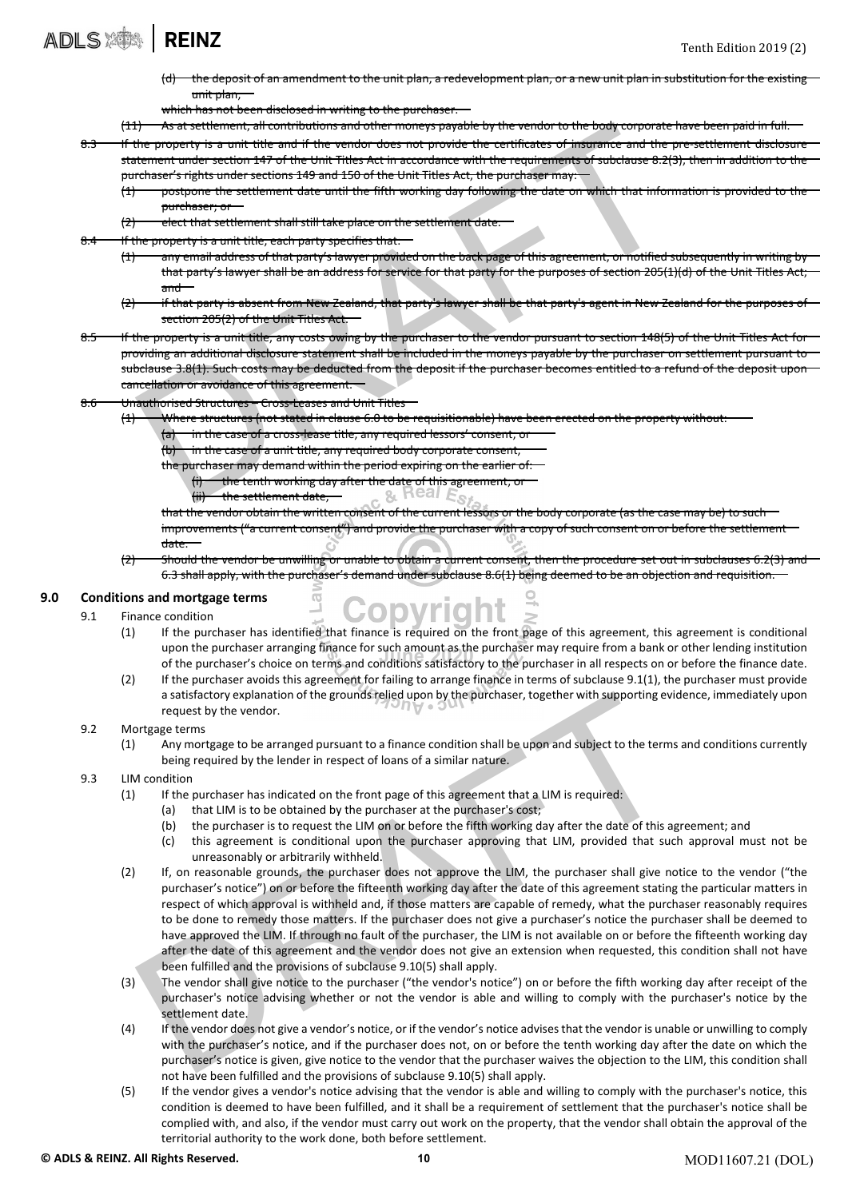~~(d) the deposit of an amendment to the unit plan, a redevelopment plan, or a new unit plan in substitution for the existing unit plan,~~

~~which has not been disclosed in writing to the purchaser.~~

~~(11) As at settlement, all contributions and other moneys payable by the vendor to the body corporate have been paid in full.~~

~~8.3 If the property is a unit title and if the vendor does not provide the certificates of insurance and the pre-settlement disclosure statement under section 147 of the Unit Titles Act in accordance with the requirements of subclause 8.2(3), then in addition to the purchaser's rights under sections 149 and 150 of the Unit Titles Act, the purchaser may:~~

~~(1) postpone the settlement date until the fifth working day following the date on which that information is provided to the purchaser; or~~

~~(2) elect that settlement shall still take place on the settlement date.~~

~~8.4 If the property is a unit title, each party specifies that:~~

~~(1) any email address of that party's lawyer provided on the back page of this agreement, or notified subsequently in writing by that party's lawyer shall be an address for service for that party for the purposes of section 205(1)(d) of the Unit Titles Act; and~~

~~(2) if that party is absent from New Zealand, that party's lawyer shall be that party's agent in New Zealand for the purposes of section 205(2) of the Unit Titles Act.~~

~~8.5 If the property is a unit title, any costs owing by the purchaser to the vendor pursuant to section 148(5) of the Unit Titles Act for providing an additional disclosure statement shall be included in the moneys payable by the purchaser on settlement pursuant to subclause 3.8(1). Such costs may be deducted from the deposit if the purchaser becomes entitled to a refund of the deposit upon cancellation or avoidance of this agreement.~~

~~8.6 Unauthorised Structures – Cross-Leases and Unit Titles~~

~~(1) Where structures (not stated in clause 6.0 to be requisitionable) have been erected on the property without:~~

~~(a) in the case of a cross-lease title, any required lessors' consent, or~~

~~(b) in the case of a unit title, any required body corporate consent,~~

~~the purchaser may demand within the period expiring on the earlier of:~~

~~(i) the tenth working day after the date of this agreement, or~~

~~(ii) the settlement date,~~

~~that the vendor obtain the written consent of the current lessees or the body corporate (as the case may be) to such improvements ("a current consent") and provide the purchaser with a copy of such consent on or before the settlement date.~~

~~(2) Should the vendor be unwilling or unable to obtain a current consent, then the procedure set out in subclauses 6.2(3) and 6.3 shall apply, with the purchaser's demand under subclause 8.6(1) being deemed to be an objection and requisition.~~

## 9.0 Conditions and mortgage terms

9.1 Finance condition

(1) If the purchaser has identified that finance is required on the front page of this agreement, this agreement is conditional upon the purchaser arranging finance for such amount as the purchaser may require from a bank or other lending institution of the purchaser's choice on terms and conditions satisfactory to the purchaser in all respects on or before the finance date.

(2) If the purchaser avoids this agreement for failing to arrange finance in terms of subclause 9.1(1), the purchaser must provide a satisfactory explanation of the grounds relied upon by the purchaser, together with supporting evidence, immediately upon request by the vendor.

9.2 Mortgage terms

(1) Any mortgage to be arranged pursuant to a finance condition shall be upon and subject to the terms and conditions currently being required by the lender in respect of loans of a similar nature.

9.3 LIM condition

(1) If the purchaser has indicated on the front page of this agreement that a LIM is required:

(a) that LIM is to be obtained by the purchaser at the purchaser's cost;

(b) the purchaser is to request the LIM on or before the fifth working day after the date of this agreement; and

(c) this agreement is conditional upon the purchaser approving that LIM, provided that such approval must not be unreasonably or arbitrarily withheld.

(2) If, on reasonable grounds, the purchaser does not approve the LIM, the purchaser shall give notice to the vendor ("the purchaser's notice") on or before the fifteenth working day after the date of this agreement stating the particular matters in respect of which approval is withheld and, if those matters are capable of remedy, what the purchaser reasonably requires to be done to remedy those matters. If the purchaser does not give a purchaser's notice the purchaser shall be deemed to have approved the LIM. If through no fault of the purchaser, the LIM is not available on or before the fifteenth working day after the date of this agreement and the vendor does not give an extension when requested, this condition shall not have been fulfilled and the provisions of subclause 9.10(5) shall apply.

(3) The vendor shall give notice to the purchaser ("the vendor's notice") on or before the fifth working day after receipt of the purchaser's notice advising whether or not the vendor is able and willing to comply with the purchaser's notice by the settlement date.

(4) If the vendor does not give a vendor's notice, or if the vendor's notice advises that the vendor is unable or unwilling to comply with the purchaser's notice, and if the purchaser does not, on or before the tenth working day after the date on which the purchaser's notice is given, give notice to the vendor that the purchaser waives the objection to the LIM, this condition shall not have been fulfilled and the provisions of subclause 9.10(5) shall apply.

(5) If the vendor gives a vendor's notice advising that the vendor is able and willing to comply with the purchaser's notice, this condition is deemed to have been fulfilled, and it shall be a requirement of settlement that the purchaser's notice shall be complied with, and also, if the vendor must carry out work on the property, that the vendor shall obtain the approval of the territorial authority to the work done, both before settlement.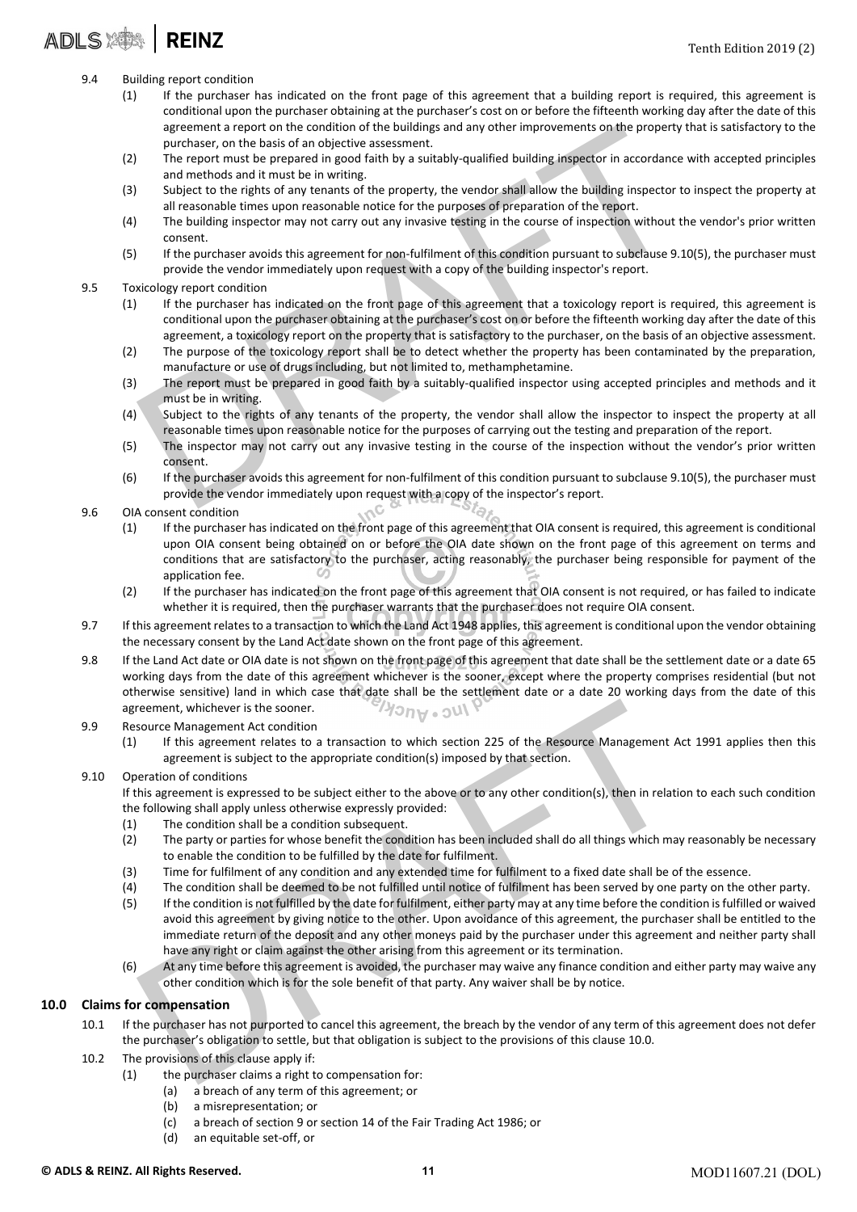9.4 Building report condition

(1) If the purchaser has indicated on the front page of this agreement that a building report is required, this agreement is conditional upon the purchaser obtaining at the purchaser's cost on or before the fifteenth working day after the date of this agreement a report on the condition of the buildings and any other improvements on the property that is satisfactory to the purchaser, on the basis of an objective assessment.

(2) The report must be prepared in good faith by a suitably-qualified building inspector in accordance with accepted principles and methods and it must be in writing.

(3) Subject to the rights of any tenants of the property, the vendor shall allow the building inspector to inspect the property at all reasonable times upon reasonable notice for the purposes of preparation of the report.

(4) The building inspector may not carry out any invasive testing in the course of inspection without the vendor's prior written consent.

(5) If the purchaser avoids this agreement for non-fulfilment of this condition pursuant to subclause 9.10(5), the purchaser must provide the vendor immediately upon request with a copy of the building inspector's report.

9.5 Toxicology report condition

(1) If the purchaser has indicated on the front page of this agreement that a toxicology report is required, this agreement is conditional upon the purchaser obtaining at the purchaser's cost on or before the fifteenth working day after the date of this agreement, a toxicology report on the property that is satisfactory to the purchaser, on the basis of an objective assessment.

(2) The purpose of the toxicology report shall be to detect whether the property has been contaminated by the preparation, manufacture or use of drugs including, but not limited to, methamphetamine.

(3) The report must be prepared in good faith by a suitably-qualified inspector using accepted principles and methods and it must be in writing.

(4) Subject to the rights of any tenants of the property, the vendor shall allow the inspector to inspect the property at all reasonable times upon reasonable notice for the purposes of carrying out the testing and preparation of the report.

(5) The inspector may not carry out any invasive testing in the course of the inspection without the vendor's prior written consent.

(6) If the purchaser avoids this agreement for non-fulfilment of this condition pursuant to subclause 9.10(5), the purchaser must provide the vendor immediately upon request with a copy of the inspector's report.

9.6 OIA consent condition

(1) If the purchaser has indicated on the front page of this agreement that OIA consent is required, this agreement is conditional upon OIA consent being obtained on or before the OIA date shown on the front page of this agreement on terms and conditions that are satisfactory to the purchaser, acting reasonably, the purchaser being responsible for payment of the application fee.

(2) If the purchaser has indicated on the front page of this agreement that OIA consent is not required, or has failed to indicate whether it is required, then the purchaser warrants that the purchaser does not require OIA consent.

9.7 If this agreement relates to a transaction to which the Land Act 1948 applies, this agreement is conditional upon the vendor obtaining the necessary consent by the Land Act date shown on the front page of this agreement.

9.8 If the Land Act date or OIA date is not shown on the front page of this agreement that date shall be the settlement date or a date 65 working days from the date of this agreement whichever is the sooner, except where the property comprises residential (but not otherwise sensitive) land in which case that date shall be the settlement date or a date 20 working days from the date of this agreement, whichever is the sooner.

9.9 Resource Management Act condition

(1) If this agreement relates to a transaction to which section 225 of the Resource Management Act 1991 applies then this agreement is subject to the appropriate condition(s) imposed by that section.

9.10 Operation of conditions

If this agreement is expressed to be subject either to the above or to any other condition(s), then in relation to each such condition the following shall apply unless otherwise expressly provided:

(1) The condition shall be a condition subsequent.

(2) The party or parties for whose benefit the condition has been included shall do all things which may reasonably be necessary to enable the condition to be fulfilled by the date for fulfilment.

(3) Time for fulfilment of any condition and any extended time for fulfilment to a fixed date shall be of the essence.

(4) The condition shall be deemed to be not fulfilled until notice of fulfilment has been served by one party on the other party.

(5) If the condition is not fulfilled by the date for fulfilment, either party may at any time before the condition is fulfilled or waived avoid this agreement by giving notice to the other. Upon avoidance of this agreement, the purchaser shall be entitled to the immediate return of the deposit and any other moneys paid by the purchaser under this agreement and neither party shall have any right or claim against the other arising from this agreement or its termination.

(6) At any time before this agreement is avoided, the purchaser may waive any finance condition and either party may waive any other condition which is for the sole benefit of that party. Any waiver shall be by notice.

## 10.0 Claims for compensation

10.1 If the purchaser has not purported to cancel this agreement, the breach by the vendor of any term of this agreement does not defer the purchaser's obligation to settle, but that obligation is subject to the provisions of this clause 10.0.

10.2 The provisions of this clause apply if:

(1) the purchaser claims a right to compensation for:

(a) a breach of any term of this agreement; or

(b) a misrepresentation; or

(c) a breach of section 9 or section 14 of the Fair Trading Act 1986; or

(d) an equitable set-off, or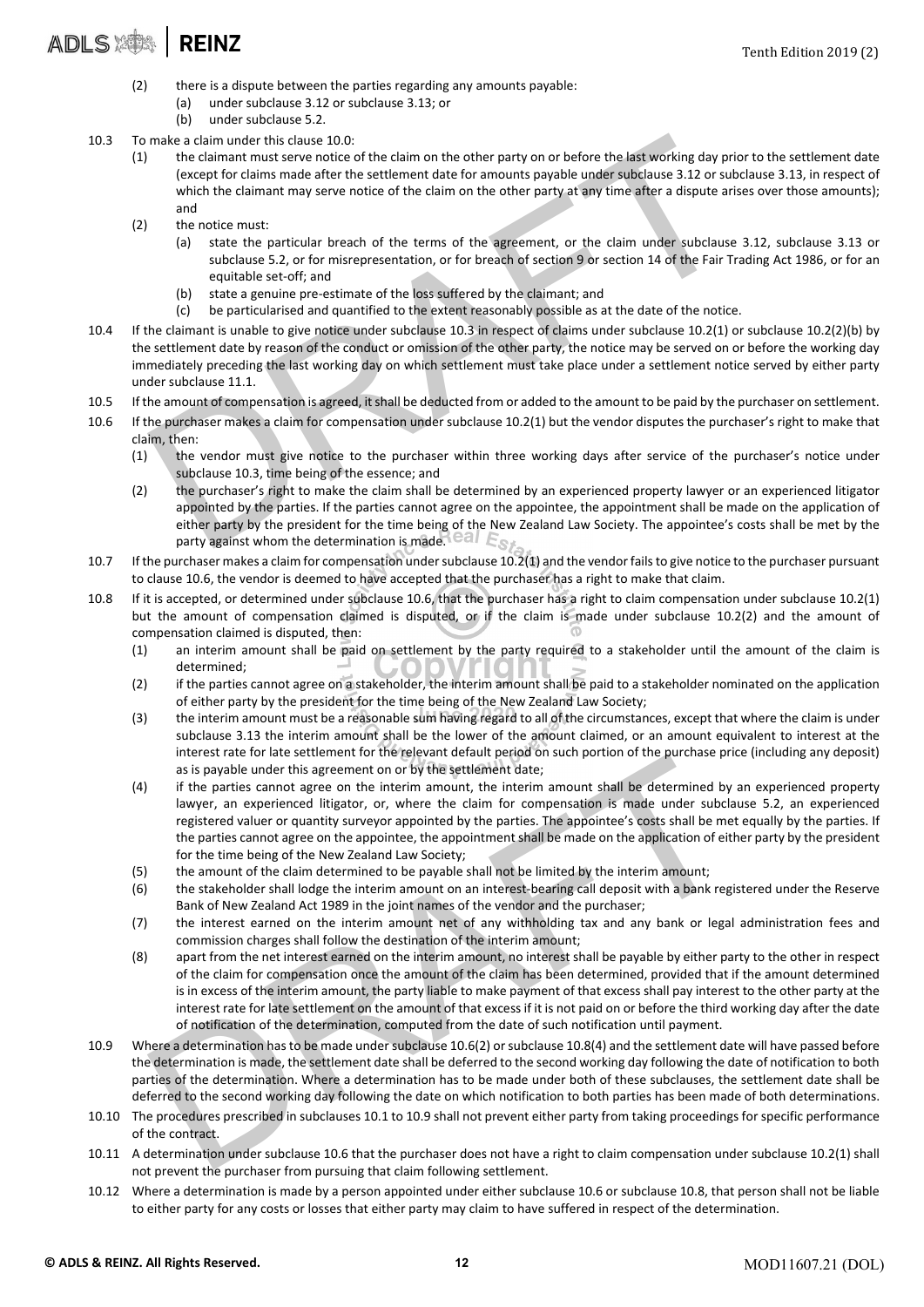(2) there is a dispute between the parties regarding any amounts payable:
   (a) under subclause 3.12 or subclause 3.13; or
   (b) under subclause 5.2.

10.3 To make a claim under this clause 10.0:
   (1) the claimant must serve notice of the claim on the other party on or before the last working day prior to the settlement date (except for claims made after the settlement date for amounts payable under subclause 3.12 or subclause 3.13, in respect of which the claimant may serve notice of the claim on the other party at any time after a dispute arises over those amounts); and
   (2) the notice must:
      (a) state the particular breach of the terms of the agreement, or the claim under subclause 3.12, subclause 3.13 or subclause 5.2, or for misrepresentation, or for breach of section 9 or section 14 of the Fair Trading Act 1986, or for an equitable set-off; and
      (b) state a genuine pre-estimate of the loss suffered by the claimant; and
      (c) be particularised and quantified to the extent reasonably possible as at the date of the notice.

10.4 If the claimant is unable to give notice under subclause 10.3 in respect of claims under subclause 10.2(1) or subclause 10.2(2)(b) by the settlement date by reason of the conduct or omission of the other party, the notice may be served on or before the working day immediately preceding the last working day on which settlement must take place under a settlement notice served by either party under subclause 11.1.

10.5 If the amount of compensation is agreed, it shall be deducted from or added to the amount to be paid by the purchaser on settlement.

10.6 If the purchaser makes a claim for compensation under subclause 10.2(1) but the vendor disputes the purchaser's right to make that claim, then:
   (1) the vendor must give notice to the purchaser within three working days after service of the purchaser's notice under subclause 10.3, time being of the essence; and
   (2) the purchaser's right to make the claim shall be determined by an experienced property lawyer or an experienced litigator appointed by the parties. If the parties cannot agree on the appointee, the appointment shall be made on the application of either party by the president for the time being of the New Zealand Law Society. The appointee's costs shall be met by the party against whom the determination is made.

10.7 If the purchaser makes a claim for compensation under subclause 10.2(1) and the vendor fails to give notice to the purchaser pursuant to clause 10.6, the vendor is deemed to have accepted that the purchaser has a right to make that claim.

10.8 If it is accepted, or determined under subclause 10.6, that the purchaser has a right to claim compensation under subclause 10.2(1) but the amount of compensation claimed is disputed, or if the claim is made under subclause 10.2(2) and the amount of compensation claimed is disputed, then:
   (1) an interim amount shall be paid on settlement by the party required to a stakeholder until the amount of the claim is determined;
   (2) if the parties cannot agree on a stakeholder, the interim amount shall be paid to a stakeholder nominated on the application of either party by the president for the time being of the New Zealand Law Society;
   (3) the interim amount must be a reasonable sum having regard to all of the circumstances, except that where the claim is under subclause 3.13 the interim amount shall be the lower of the amount claimed, or an amount equivalent to interest at the interest rate for late settlement for the relevant default period on such portion of the purchase price (including any deposit) as is payable under this agreement on or by the settlement date;
   (4) if the parties cannot agree on the interim amount, the interim amount shall be determined by an experienced property lawyer, an experienced litigator, or, where the claim for compensation is made under subclause 5.2, an experienced registered valuer or quantity surveyor appointed by the parties. The appointee's costs shall be met equally by the parties. If the parties cannot agree on the appointee, the appointment shall be made on the application of either party by the president for the time being of the New Zealand Law Society;
   (5) the amount of the claim determined to be payable shall not be limited by the interim amount;
   (6) the stakeholder shall lodge the interim amount on an interest-bearing call deposit with a bank registered under the Reserve Bank of New Zealand Act 1989 in the joint names of the vendor and the purchaser;
   (7) the interest earned on the interim amount net of any withholding tax and any bank or legal administration fees and commission charges shall follow the destination of the interim amount;
   (8) apart from the net interest earned on the interim amount, no interest shall be payable by either party to the other in respect of the claim for compensation once the amount of the claim has been determined, provided that if the amount determined is in excess of the interim amount, the party liable to make payment of that excess shall pay interest to the other party at the interest rate for late settlement on the amount of that excess if it is not paid on or before the third working day after the date of notification of the determination, computed from the date of such notification until payment.

10.9 Where a determination has to be made under subclause 10.6(2) or subclause 10.8(4) and the settlement date will have passed before the determination is made, the settlement date shall be deferred to the second working day following the date of notification to both parties of the determination. Where a determination has to be made under both of these subclauses, the settlement date shall be deferred to the second working day following the date on which notification to both parties has been made of both determinations.

10.10 The procedures prescribed in subclauses 10.1 to 10.9 shall not prevent either party from taking proceedings for specific performance of the contract.

10.11 A determination under subclause 10.6 that the purchaser does not have a right to claim compensation under subclause 10.2(1) shall not prevent the purchaser from pursuing that claim following settlement.

10.12 Where a determination is made by a person appointed under either subclause 10.6 or subclause 10.8, that person shall not be liable to either party for any costs or losses that either party may claim to have suffered in respect of the determination.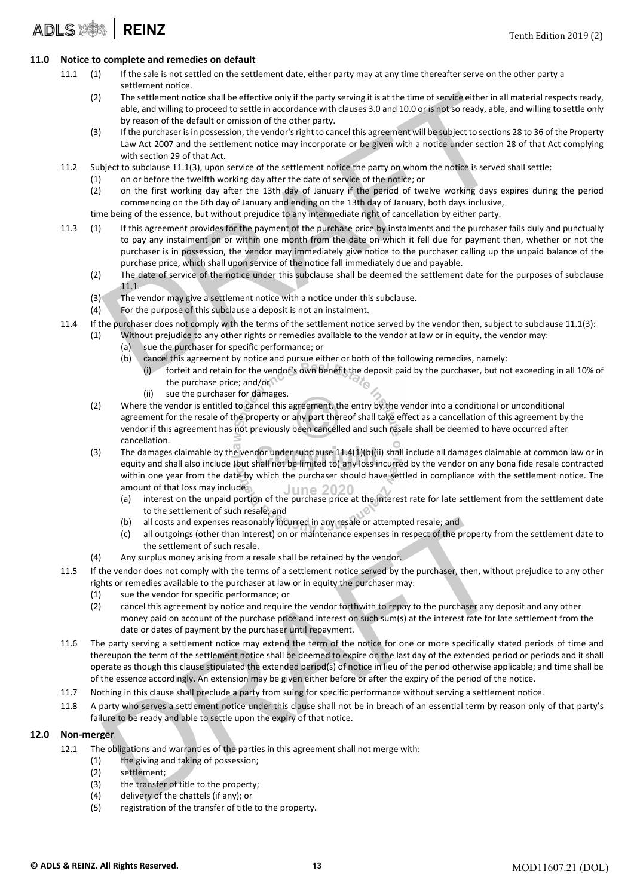## 11.0 Notice to complete and remedies on default

11.1 (1) If the sale is not settled on the settlement date, either party may at any time thereafter serve on the other party a settlement notice.

(2) The settlement notice shall be effective only if the party serving it is at the time of service either in all material respects ready, able, and willing to proceed to settle in accordance with clauses 3.0 and 10.0 or is not so ready, able, and willing to settle only by reason of the default or omission of the other party.

(3) If the purchaser is in possession, the vendor's right to cancel this agreement will be subject to sections 28 to 36 of the Property Law Act 2007 and the settlement notice may incorporate or be given with a notice under section 28 of that Act complying with section 29 of that Act.

11.2 Subject to subclause 11.1(3), upon service of the settlement notice the party on whom the notice is served shall settle:

(1) on or before the twelfth working day after the date of service of the notice; or

(2) on the first working day after the 13th day of January if the period of twelve working days expires during the period commencing on the 6th day of January and ending on the 13th day of January, both days inclusive,

time being of the essence, but without prejudice to any intermediate right of cancellation by either party.

11.3 (1) If this agreement provides for the payment of the purchase price by instalments and the purchaser fails duly and punctually to pay any instalment on or within one month from the date on which it fell due for payment then, whether or not the purchaser is in possession, the vendor may immediately give notice to the purchaser calling up the unpaid balance of the purchase price, which shall upon service of the notice fall immediately due and payable.

(2) The date of service of the notice under this subclause shall be deemed the settlement date for the purposes of subclause 11.1.

(3) The vendor may give a settlement notice with a notice under this subclause.

(4) For the purpose of this subclause a deposit is not an instalment.

11.4 If the purchaser does not comply with the terms of the settlement notice served by the vendor then, subject to subclause 11.1(3):

(1) Without prejudice to any other rights or remedies available to the vendor at law or in equity, the vendor may:

(a) sue the purchaser for specific performance; or

(b) cancel this agreement by notice and pursue either or both of the following remedies, namely:

(i) forfeit and retain for the vendor's own benefit the deposit paid by the purchaser, but not exceeding in all 10% of the purchase price; and/or

(ii) sue the purchaser for damages.

(2) Where the vendor is entitled to cancel this agreement, the entry by the vendor into a conditional or unconditional agreement for the resale of the property or any part thereof shall take effect as a cancellation of this agreement by the vendor if this agreement has not previously been cancelled and such resale shall be deemed to have occurred after cancellation.

(3) The damages claimable by the vendor under subclause 11.4(1)(b)(ii) shall include all damages claimable at common law or in equity and shall also include (but shall not be limited to) any loss incurred by the vendor on any bona fide resale contracted within one year from the date by which the purchaser should have settled in compliance with the settlement notice. The amount of that loss may include:

(a) interest on the unpaid portion of the purchase price at the interest rate for late settlement from the settlement date to the settlement of such resale; and

(b) all costs and expenses reasonably incurred in any resale or attempted resale; and

(c) all outgoings (other than interest) on or maintenance expenses in respect of the property from the settlement date to the settlement of such resale.

(4) Any surplus money arising from a resale shall be retained by the vendor.

11.5 If the vendor does not comply with the terms of a settlement notice served by the purchaser, then, without prejudice to any other rights or remedies available to the purchaser at law or in equity the purchaser may:

(1) sue the vendor for specific performance; or

(2) cancel this agreement by notice and require the vendor forthwith to repay to the purchaser any deposit and any other money paid on account of the purchase price and interest on such sum(s) at the interest rate for late settlement from the date or dates of payment by the purchaser until repayment.

11.6 The party serving a settlement notice may extend the term of the notice for one or more specifically stated periods of time and thereupon the term of the settlement notice shall be deemed to expire on the last day of the extended period or periods and it shall operate as though this clause stipulated the extended period(s) of notice in lieu of the period otherwise applicable; and time shall be of the essence accordingly. An extension may be given either before or after the expiry of the period of the notice.

11.7 Nothing in this clause shall preclude a party from suing for specific performance without serving a settlement notice.

11.8 A party who serves a settlement notice under this clause shall not be in breach of an essential term by reason only of that party's failure to be ready and able to settle upon the expiry of that notice.

## 12.0 Non-merger

12.1 The obligations and warranties of the parties in this agreement shall not merge with:

(1) the giving and taking of possession;

(2) settlement;

(3) the transfer of title to the property;

(4) delivery of the chattels (if any); or

(5) registration of the transfer of title to the property.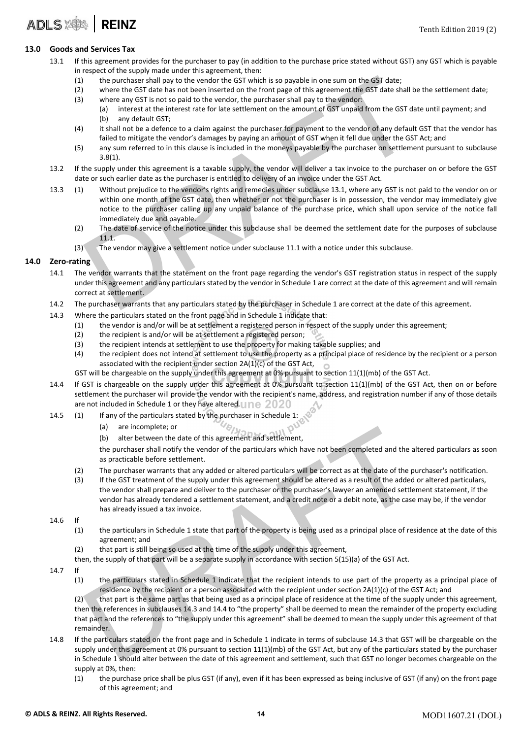## 13.0 Goods and Services Tax

13.1 If this agreement provides for the purchaser to pay (in addition to the purchase price stated without GST) any GST which is payable in respect of the supply made under this agreement, then:

(1) the purchaser shall pay to the vendor the GST which is so payable in one sum on the GST date;

(2) where the GST date has not been inserted on the front page of this agreement the GST date shall be the settlement date;

(3) where any GST is not so paid to the vendor, the purchaser shall pay to the vendor:

(a) interest at the interest rate for late settlement on the amount of GST unpaid from the GST date until payment; and

(b) any default GST;

(4) it shall not be a defence to a claim against the purchaser for payment to the vendor of any default GST that the vendor has failed to mitigate the vendor's damages by paying an amount of GST when it fell due under the GST Act; and

(5) any sum referred to in this clause is included in the moneys payable by the purchaser on settlement pursuant to subclause 3.8(1).

13.2 If the supply under this agreement is a taxable supply, the vendor will deliver a tax invoice to the purchaser on or before the GST date or such earlier date as the purchaser is entitled to delivery of an invoice under the GST Act.

13.3 (1) Without prejudice to the vendor's rights and remedies under subclause 13.1, where any GST is not paid to the vendor on or within one month of the GST date, then whether or not the purchaser is in possession, the vendor may immediately give notice to the purchaser calling up any unpaid balance of the purchase price, which shall upon service of the notice fall immediately due and payable.

(2) The date of service of the notice under this subclause shall be deemed the settlement date for the purposes of subclause 11.1.

(3) The vendor may give a settlement notice under subclause 11.1 with a notice under this subclause.

## 14.0 Zero-rating

14.1 The vendor warrants that the statement on the front page regarding the vendor's GST registration status in respect of the supply under this agreement and any particulars stated by the vendor in Schedule 1 are correct at the date of this agreement and will remain correct at settlement.

14.2 The purchaser warrants that any particulars stated by the purchaser in Schedule 1 are correct at the date of this agreement.

14.3 Where the particulars stated on the front page and in Schedule 1 indicate that:

(1) the vendor is and/or will be at settlement a registered person in respect of the supply under this agreement;

(2) the recipient is and/or will be at settlement a registered person;

(3) the recipient intends at settlement to use the property for making taxable supplies; and

(4) the recipient does not intend at settlement to use the property as a principal place of residence by the recipient or a person associated with the recipient under section 2A(1)(c) of the GST Act,

GST will be chargeable on the supply under this agreement at 0% pursuant to section 11(1)(mb) of the GST Act.

14.4 If GST is chargeable on the supply under this agreement at 0% pursuant to section 11(1)(mb) of the GST Act, then on or before settlement the purchaser will provide the vendor with the recipient's name, address, and registration number if any of those details are not included in Schedule 1 or they have altered.

14.5 (1) If any of the particulars stated by the purchaser in Schedule 1:

(a) are incomplete; or

(b) alter between the date of this agreement and settlement,

the purchaser shall notify the vendor of the particulars which have not been completed and the altered particulars as soon as practicable before settlement.

(2) The purchaser warrants that any added or altered particulars will be correct as at the date of the purchaser's notification.

(3) If the GST treatment of the supply under this agreement should be altered as a result of the added or altered particulars, the vendor shall prepare and deliver to the purchaser or the purchaser's lawyer an amended settlement statement, if the vendor has already tendered a settlement statement, and a credit note or a debit note, as the case may be, if the vendor has already issued a tax invoice.

14.6 If

(1) the particulars in Schedule 1 state that part of the property is being used as a principal place of residence at the date of this agreement; and

(2) that part is still being so used at the time of the supply under this agreement,

then, the supply of that part will be a separate supply in accordance with section 5(15)(a) of the GST Act.

14.7 If

(1) the particulars stated in Schedule 1 indicate that the recipient intends to use part of the property as a principal place of residence by the recipient or a person associated with the recipient under section 2A(1)(c) of the GST Act; and

(2) that part is the same part as that being used as a principal place of residence at the time of the supply under this agreement,

then the references in subclauses 14.3 and 14.4 to "the property" shall be deemed to mean the remainder of the property excluding that part and the references to "the supply under this agreement" shall be deemed to mean the supply under this agreement of that remainder.

14.8 If the particulars stated on the front page and in Schedule 1 indicate in terms of subclause 14.3 that GST will be chargeable on the supply under this agreement at 0% pursuant to section 11(1)(mb) of the GST Act, but any of the particulars stated by the purchaser in Schedule 1 should alter between the date of this agreement and settlement, such that GST no longer becomes chargeable on the supply at 0%, then:

(1) the purchase price shall be plus GST (if any), even if it has been expressed as being inclusive of GST (if any) on the front page of this agreement; and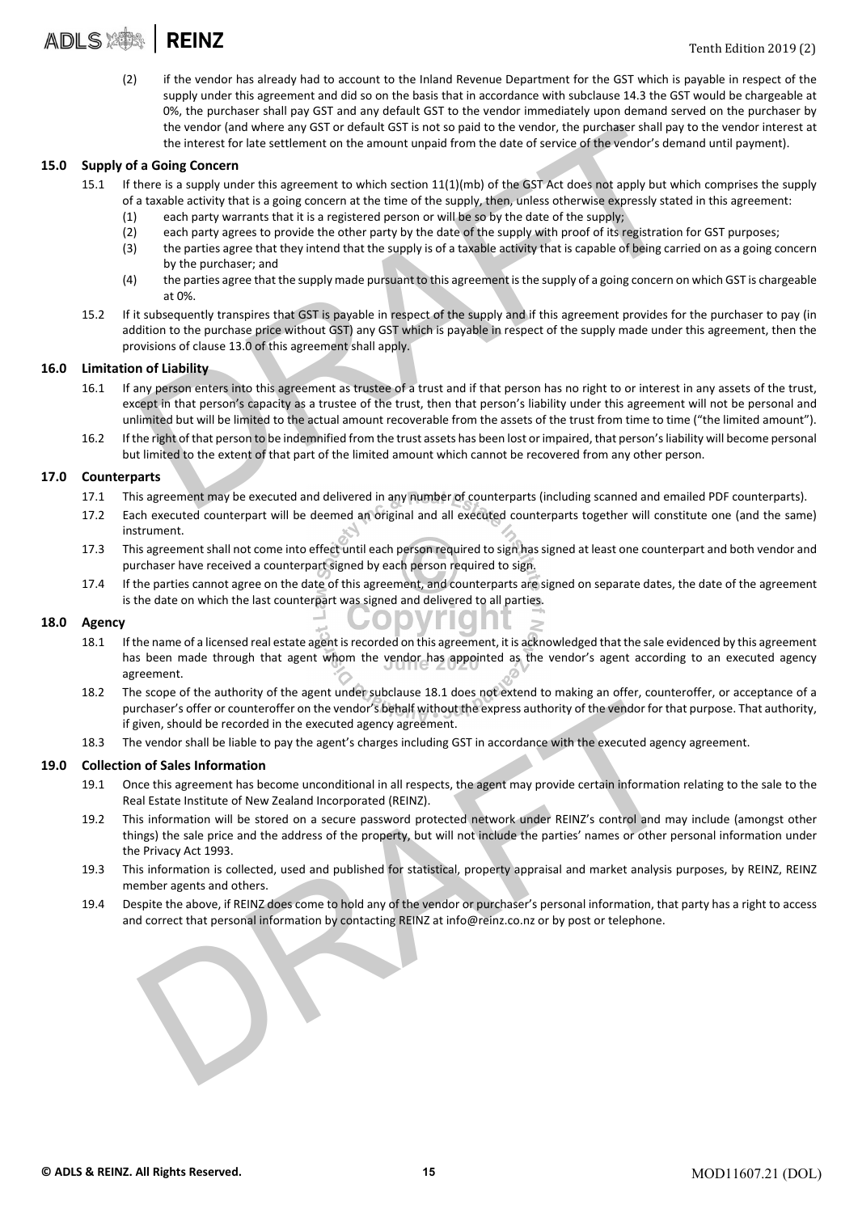(2) if the vendor has already had to account to the Inland Revenue Department for the GST which is payable in respect of the supply under this agreement and did so on the basis that in accordance with subclause 14.3 the GST would be chargeable at 0%, the purchaser shall pay GST and any default GST to the vendor immediately upon demand served on the purchaser by the vendor (and where any GST or default GST is not so paid to the vendor, the purchaser shall pay to the vendor interest at the interest for late settlement on the amount unpaid from the date of service of the vendor's demand until payment).

## 15.0 Supply of a Going Concern

15.1 If there is a supply under this agreement to which section 11(1)(mb) of the GST Act does not apply but which comprises the supply of a taxable activity that is a going concern at the time of the supply, then, unless otherwise expressly stated in this agreement:

- (1) each party warrants that it is a registered person or will be so by the date of the supply;
- (2) each party agrees to provide the other party by the date of the supply with proof of its registration for GST purposes;
- (3) the parties agree that they intend that the supply is of a taxable activity that is capable of being carried on as a going concern by the purchaser; and
- (4) the parties agree that the supply made pursuant to this agreement is the supply of a going concern on which GST is chargeable at 0%.

15.2 If it subsequently transpires that GST is payable in respect of the supply and if this agreement provides for the purchaser to pay (in addition to the purchase price without GST) any GST which is payable in respect of the supply made under this agreement, then the provisions of clause 13.0 of this agreement shall apply.

## 16.0 Limitation of Liability

16.1 If any person enters into this agreement as trustee of a trust and if that person has no right to or interest in any assets of the trust, except in that person's capacity as a trustee of the trust, then that person's liability under this agreement will not be personal and unlimited but will be limited to the actual amount recoverable from the assets of the trust from time to time ("the limited amount").

16.2 If the right of that person to be indemnified from the trust assets has been lost or impaired, that person's liability will become personal but limited to the extent of that part of the limited amount which cannot be recovered from any other person.

## 17.0 Counterparts

17.1 This agreement may be executed and delivered in any number of counterparts (including scanned and emailed PDF counterparts).

17.2 Each executed counterpart will be deemed an original and all executed counterparts together will constitute one (and the same) instrument.

17.3 This agreement shall not come into effect until each person required to sign has signed at least one counterpart and both vendor and purchaser have received a counterpart signed by each person required to sign.

17.4 If the parties cannot agree on the date of this agreement, and counterparts are signed on separate dates, the date of the agreement is the date on which the last counterpart was signed and delivered to all parties.

## 18.0 Agency

18.1 If the name of a licensed real estate agent is recorded on this agreement, it is acknowledged that the sale evidenced by this agreement has been made through that agent whom the vendor has appointed as the vendor's agent according to an executed agency agreement.

18.2 The scope of the authority of the agent under subclause 18.1 does not extend to making an offer, counteroffer, or acceptance of a purchaser's offer or counteroffer on the vendor's behalf without the express authority of the vendor for that purpose. That authority, if given, should be recorded in the executed agency agreement.

18.3 The vendor shall be liable to pay the agent's charges including GST in accordance with the executed agency agreement.

## 19.0 Collection of Sales Information

19.1 Once this agreement has become unconditional in all respects, the agent may provide certain information relating to the sale to the Real Estate Institute of New Zealand Incorporated (REINZ).

19.2 This information will be stored on a secure password protected network under REINZ's control and may include (amongst other things) the sale price and the address of the property, but will not include the parties' names or other personal information under the Privacy Act 1993.

19.3 This information is collected, used and published for statistical, property appraisal and market analysis purposes, by REINZ, REINZ member agents and others.

19.4 Despite the above, if REINZ does come to hold any of the vendor or purchaser's personal information, that party has a right to access and correct that personal information by contacting REINZ at info@reinz.co.nz or by post or telephone.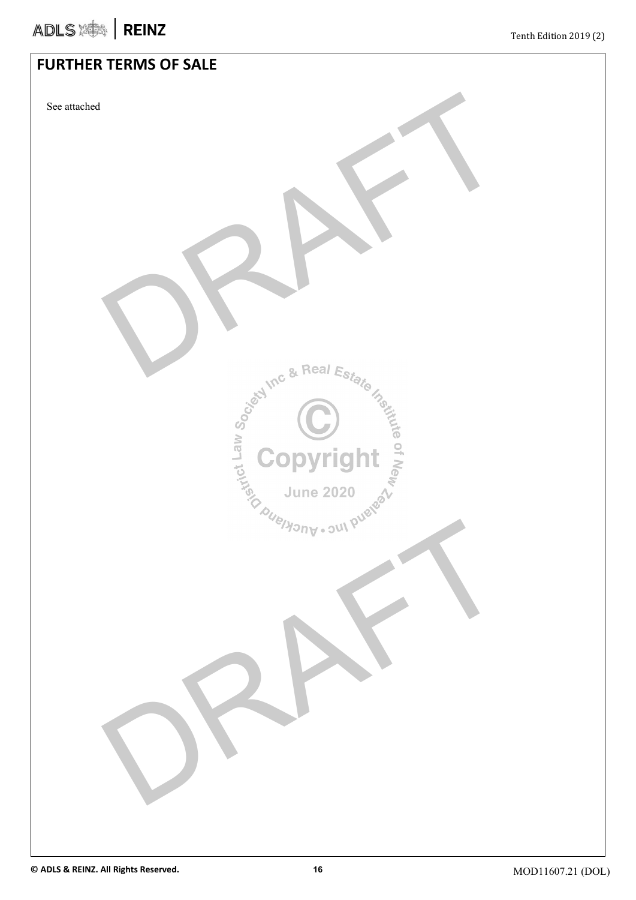## FURTHER TERMS OF SALE

See attached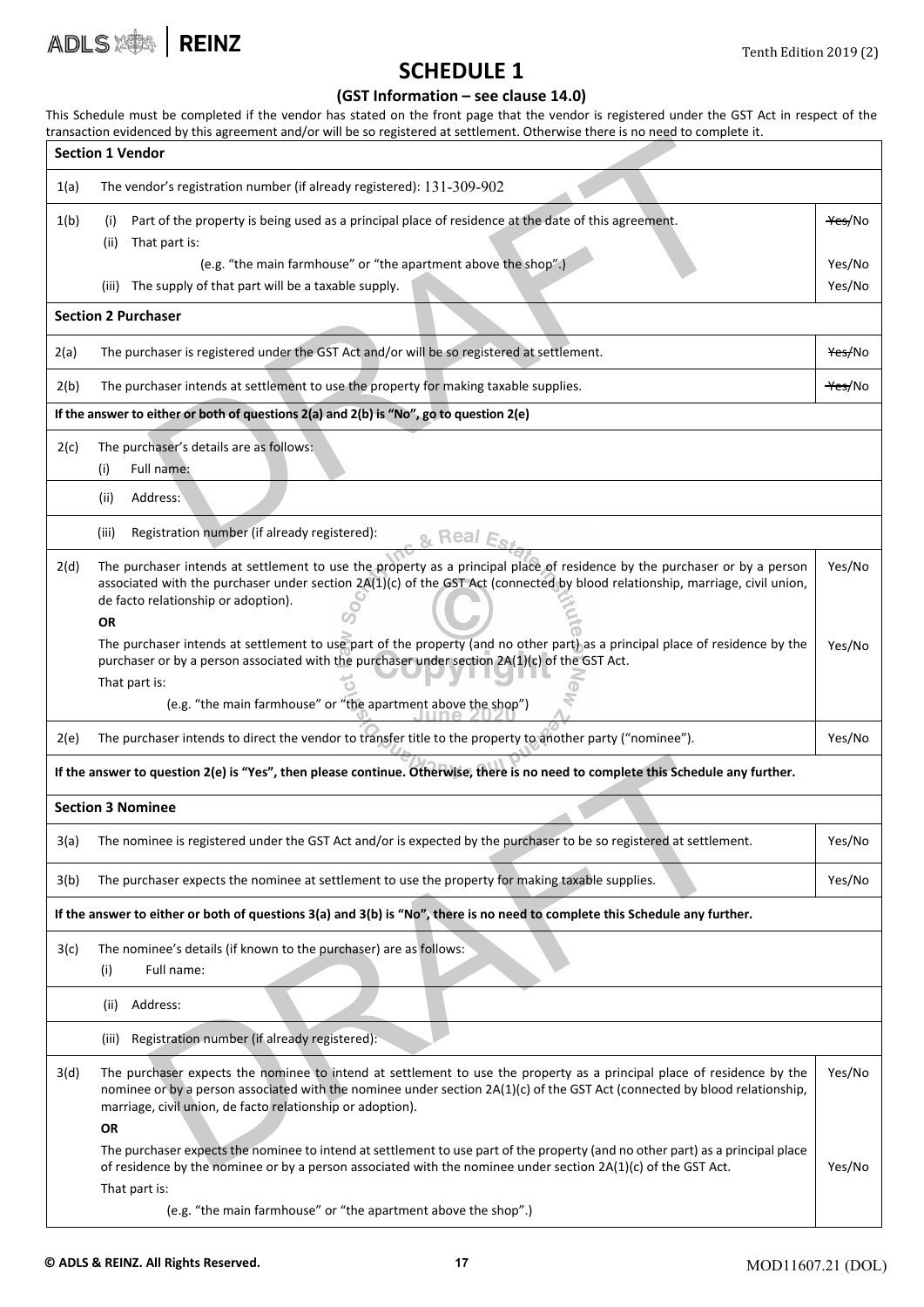# SCHEDULE 1

## (GST Information – see clause 14.0)

This Schedule must be completed if the vendor has stated on the front page that the vendor is registered under the GST Act in respect of the transaction evidenced by this agreement and/or will be so registered at settlement. Otherwise there is no need to complete it.

| | | |
|---|---|---|
| **Section 1 Vendor** | | |
| 1(a) | The vendor's registration number (if already registered): 131-309-902 | |
| 1(b) | (i) Part of the property is being used as a principal place of residence at the date of this agreement. | ~~Yes~~/No |
| | (ii) That part is: (e.g. "the main farmhouse" or "the apartment above the shop".) | Yes/No |
| | (iii) The supply of that part will be a taxable supply. | Yes/No |
| **Section 2 Purchaser** | | |
| 2(a) | The purchaser is registered under the GST Act and/or will be so registered at settlement. | ~~Yes~~/No |
| 2(b) | The purchaser intends at settlement to use the property for making taxable supplies. | ~~Yes~~/No |
| **If the answer to either or both of questions 2(a) and 2(b) is "No", go to question 2(e)** | | |
| 2(c) | The purchaser's details are as follows: (i) Full name: | |
| | (ii) Address: | |
| | (iii) Registration number (if already registered): | |
| 2(d) | The purchaser intends at settlement to use the property as a principal place of residence by the purchaser or by a person associated with the purchaser under section 2A(1)(c) of the GST Act (connected by blood relationship, marriage, civil union, de facto relationship or adoption). | Yes/No |
| | **OR** The purchaser intends at settlement to use part of the property (and no other part) as a principal place of residence by the purchaser or by a person associated with the purchaser under section 2A(1)(c) of the GST Act. That part is: (e.g. "the main farmhouse" or "the apartment above the shop") | Yes/No |
| 2(e) | The purchaser intends to direct the vendor to transfer title to the property to another party ("nominee"). | Yes/No |
| **If the answer to question 2(e) is "Yes", then please continue. Otherwise, there is no need to complete this Schedule any further.** | | |
| **Section 3 Nominee** | | |
| 3(a) | The nominee is registered under the GST Act and/or is expected by the purchaser to be so registered at settlement. | Yes/No |
| 3(b) | The purchaser expects the nominee at settlement to use the property for making taxable supplies. | Yes/No |
| **If the answer to either or both of questions 3(a) and 3(b) is "No", there is no need to complete this Schedule any further.** | | |
| 3(c) | The nominee's details (if known to the purchaser) are as follows: (i) Full name: | |
| | (ii) Address: | |
| | (iii) Registration number (if already registered): | |
| 3(d) | The purchaser expects the nominee to intend at settlement to use the property as a principal place of residence by the nominee or by a person associated with the nominee under section 2A(1)(c) of the GST Act (connected by blood relationship, marriage, civil union, de facto relationship or adoption). | Yes/No |
| | **OR** The purchaser expects the nominee to intend at settlement to use part of the property (and no other part) as a principal place of residence by the nominee or by a person associated with the nominee under section 2A(1)(c) of the GST Act. That part is: (e.g. "the main farmhouse" or "the apartment above the shop".) | Yes/No |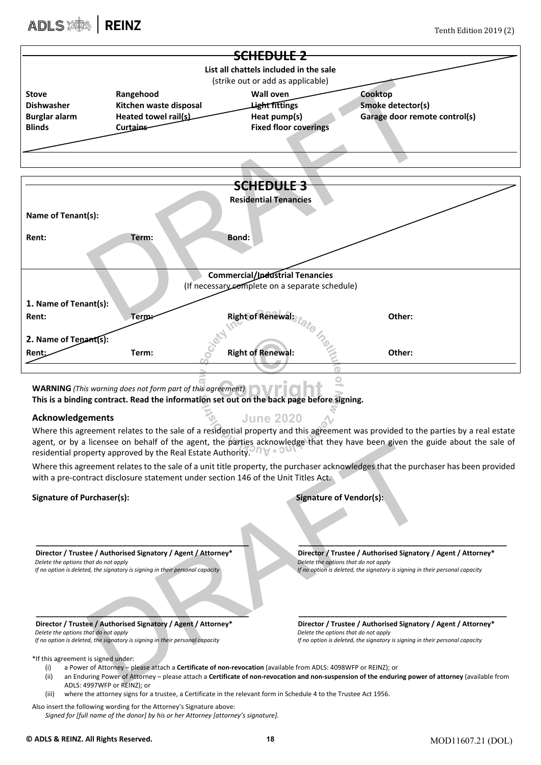## SCHEDULE 2

**List all chattels included in the sale**

(strike out or add as applicable)

| | | | |
|---|---|---|---|
| **Stove** | **Rangehood** | **Wall oven** | **Cooktop** |
| **Dishwasher** | **Kitchen waste disposal** | **Light fittings** | **Smoke detector(s)** |
| **Burglar alarm** | **Heated towel rail(s)** | **Heat pump(s)** | **Garage door remote control(s)** |
| **Blinds** | **Curtains** | **Fixed floor coverings** | |

## SCHEDULE 3

**Residential Tenancies**

**Name of Tenant(s):**

| | | |
|---|---|---|
| **Rent:** | **Term:** | **Bond:** |

**Commercial/Industrial Tenancies**

(If necessary complete on a separate schedule)

**1. Name of Tenant(s):**

| | | | |
|---|---|---|---|
| **Rent:** | **Term:** | **Right of Renewal:** | **Other:** |

**2. Name of Tenant(s):**

| | | | |
|---|---|---|---|
| **Rent:** | **Term:** | **Right of Renewal:** | **Other:** |

**WARNING** *(This warning does not form part of this agreement)*
**This is a binding contract. Read the information set out on the back page before signing.**

### Acknowledgements

Where this agreement relates to the sale of a residential property and this agreement was provided to the parties by a real estate agent, or by a licensee on behalf of the agent, the parties acknowledge that they have been given the guide about the sale of residential property approved by the Real Estate Authority.

Where this agreement relates to the sale of a unit title property, the purchaser acknowledges that the purchaser has been provided with a pre-contract disclosure statement under section 146 of the Unit Titles Act.

**Signature of Purchaser(s):**

\_\_\_\_\_\_\_\_\_\_\_\_\_\_\_\_\_\_\_\_\_\_\_\_\_\_\_\_\_\_\_\_\_\_\_\_\_\_\_\_
**Director / Trustee / Authorised Signatory / Agent / Attorney***
*Delete the options that do not apply*
*If no option is deleted, the signatory is signing in their personal capacity*

\_\_\_\_\_\_\_\_\_\_\_\_\_\_\_\_\_\_\_\_\_\_\_\_\_\_\_\_\_\_\_\_\_\_\_\_\_\_\_\_
**Director / Trustee / Authorised Signatory / Agent / Attorney***
*Delete the options that do not apply*
*If no option is deleted, the signatory is signing in their personal capacity*

**Signature of Vendor(s):**

\_\_\_\_\_\_\_\_\_\_\_\_\_\_\_\_\_\_\_\_\_\_\_\_\_\_\_\_\_\_\_\_\_\_\_\_\_\_\_\_
**Director / Trustee / Authorised Signatory / Agent / Attorney***
*Delete the options that do not apply*
*If no option is deleted, the signatory is signing in their personal capacity*

\_\_\_\_\_\_\_\_\_\_\_\_\_\_\_\_\_\_\_\_\_\_\_\_\_\_\_\_\_\_\_\_\_\_\_\_\_\_\_\_
**Director / Trustee / Authorised Signatory / Agent / Attorney***
*Delete the options that do not apply*
*If no option is deleted, the signatory is signing in their personal capacity*

*If this agreement is signed under:

(i) a Power of Attorney – please attach a **Certificate of non-revocation** (available from ADLS: 4098WFP or REINZ); or
(ii) an Enduring Power of Attorney – please attach a **Certificate of non-revocation and non-suspension of the enduring power of attorney** (available from ADLS: 4997WFP or REINZ); or
(iii) where the attorney signs for a trustee, a Certificate in the relevant form in Schedule 4 to the Trustee Act 1956.

Also insert the following wording for the Attorney's Signature above:
*Signed for [full name of the donor] by his or her Attorney [attorney's signature].*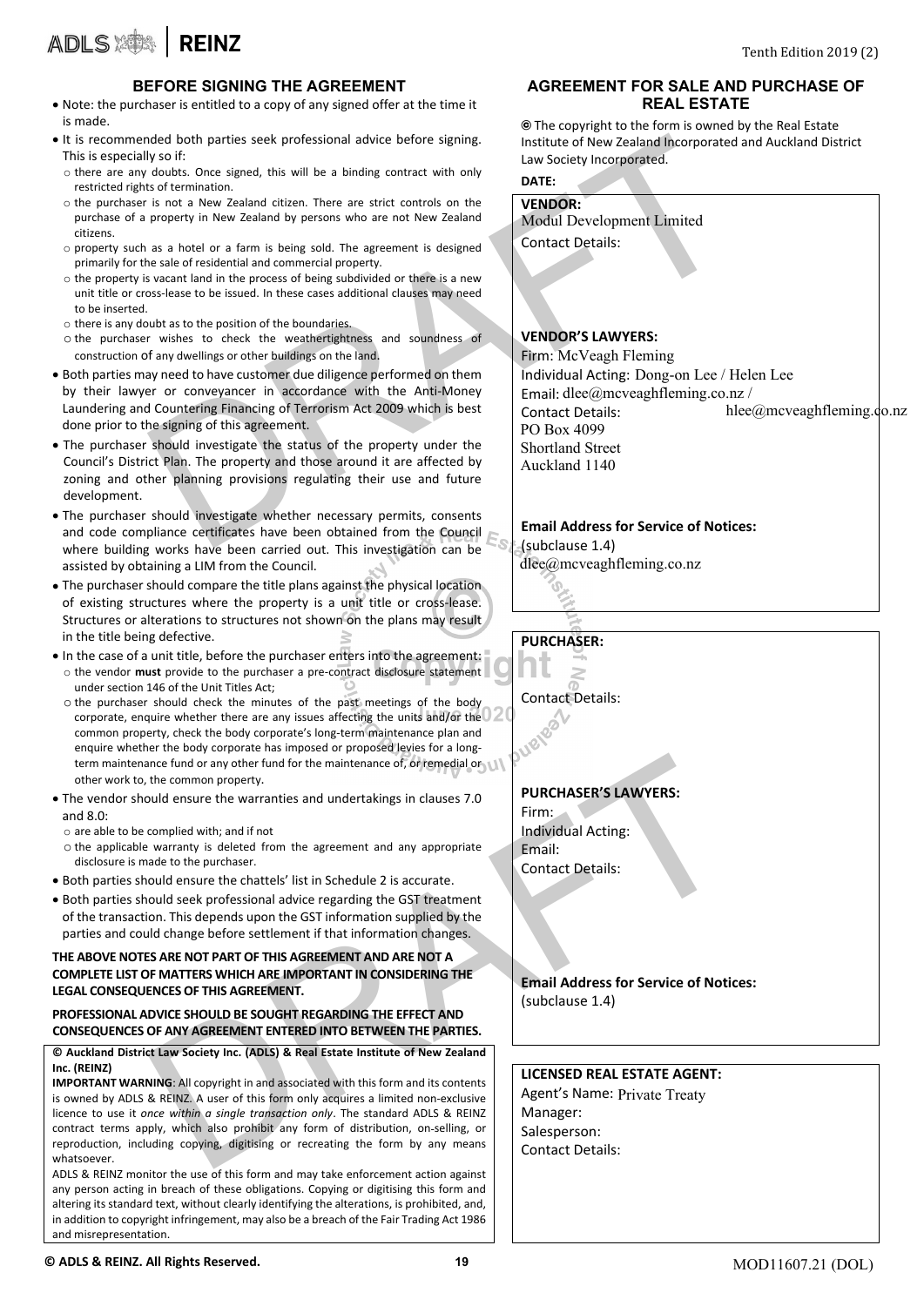ADLS | REINZ

Tenth Edition 2019 (2)

## BEFORE SIGNING THE AGREEMENT

- Note: the purchaser is entitled to a copy of any signed offer at the time it is made.
- It is recommended both parties seek professional advice before signing. This is especially so if:
  - there are any doubts. Once signed, this will be a binding contract with only restricted rights of termination.
  - the purchaser is not a New Zealand citizen. There are strict controls on the purchase of a property in New Zealand by persons who are not New Zealand citizens.
  - property such as a hotel or a farm is being sold. The agreement is designed primarily for the sale of residential and commercial property.
  - the property is vacant land in the process of being subdivided or there is a new unit title or cross-lease to be issued. In these cases additional clauses may need to be inserted.
  - there is any doubt as to the position of the boundaries.
  - the purchaser wishes to check the weathertightness and soundness of construction of any dwellings or other buildings on the land.
- Both parties may need to have customer due diligence performed on them by their lawyer or conveyancer in accordance with the Anti-Money Laundering and Countering Financing of Terrorism Act 2009 which is best done prior to the signing of this agreement.
- The purchaser should investigate the status of the property under the Council's District Plan. The property and those around it are affected by zoning and other planning provisions regulating their use and future development.
- The purchaser should investigate whether necessary permits, consents and code compliance certificates have been obtained from the Council where building works have been carried out. This investigation can be assisted by obtaining a LIM from the Council.
- The purchaser should compare the title plans against the physical location of existing structures where the property is a unit title or cross-lease. Structures or alterations to structures not shown on the plans may result in the title being defective.
- In the case of a unit title, before the purchaser enters into the agreement:
  - the vendor **must** provide to the purchaser a pre-contract disclosure statement under section 146 of the Unit Titles Act;
  - the purchaser should check the minutes of the past meetings of the body corporate, enquire whether there are any issues affecting the units and/or the common property, check the body corporate's long-term maintenance plan and enquire whether the body corporate has imposed or proposed levies for a long-term maintenance fund or any other fund for the maintenance of, or remedial or other work to, the common property.
- The vendor should ensure the warranties and undertakings in clauses 7.0 and 8.0:
  - are able to be complied with; and if not
  - the applicable warranty is deleted from the agreement and any appropriate disclosure is made to the purchaser.
- Both parties should ensure the chattels' list in Schedule 2 is accurate.
- Both parties should seek professional advice regarding the GST treatment of the transaction. This depends upon the GST information supplied by the parties and could change before settlement if that information changes.

**THE ABOVE NOTES ARE NOT PART OF THIS AGREEMENT AND ARE NOT A COMPLETE LIST OF MATTERS WHICH ARE IMPORTANT IN CONSIDERING THE LEGAL CONSEQUENCES OF THIS AGREEMENT.**

**PROFESSIONAL ADVICE SHOULD BE SOUGHT REGARDING THE EFFECT AND CONSEQUENCES OF ANY AGREEMENT ENTERED INTO BETWEEN THE PARTIES.**

**© Auckland District Law Society Inc. (ADLS) & Real Estate Institute of New Zealand Inc. (REINZ)**

**IMPORTANT WARNING**: All copyright in and associated with this form and its contents is owned by ADLS & REINZ. A user of this form only acquires a limited non-exclusive licence to use it *once within a single transaction only*. The standard ADLS & REINZ contract terms apply, which also prohibit any form of distribution, on-selling, or reproduction, including copying, digitising or recreating the form by any means whatsoever.

ADLS & REINZ monitor the use of this form and may take enforcement action against any person acting in breach of these obligations. Copying or digitising this form and altering its standard text, without clearly identifying the alterations, is prohibited, and, in addition to copyright infringement, may also be a breach of the Fair Trading Act 1986 and misrepresentation.

## AGREEMENT FOR SALE AND PURCHASE OF REAL ESTATE

© The copyright to the form is owned by the Real Estate Institute of New Zealand Incorporated and Auckland District Law Society Incorporated.

**DATE:**

**VENDOR:**
Modul Development Limited
Contact Details:

**VENDOR'S LAWYERS:**
Firm: McVeagh Fleming
Individual Acting: Dong-on Lee / Helen Lee
Email: dlee@mcveaghfleming.co.nz / hlee@mcveaghfleming.co.nz
Contact Details:
PO Box 4099
Shortland Street
Auckland 1140

**Email Address for Service of Notices:**
(subclause 1.4)
dlee@mcveaghfleming.co.nz

**PURCHASER:**

Contact Details:

**PURCHASER'S LAWYERS:**
Firm:
Individual Acting:
Email:
Contact Details:

**Email Address for Service of Notices:**
(subclause 1.4)

**LICENSED REAL ESTATE AGENT:**
Agent's Name: Private Treaty
Manager:
Salesperson:
Contact Details:

© ADLS & REINZ. All Rights Reserved.

MOD11607.21 (DOL)